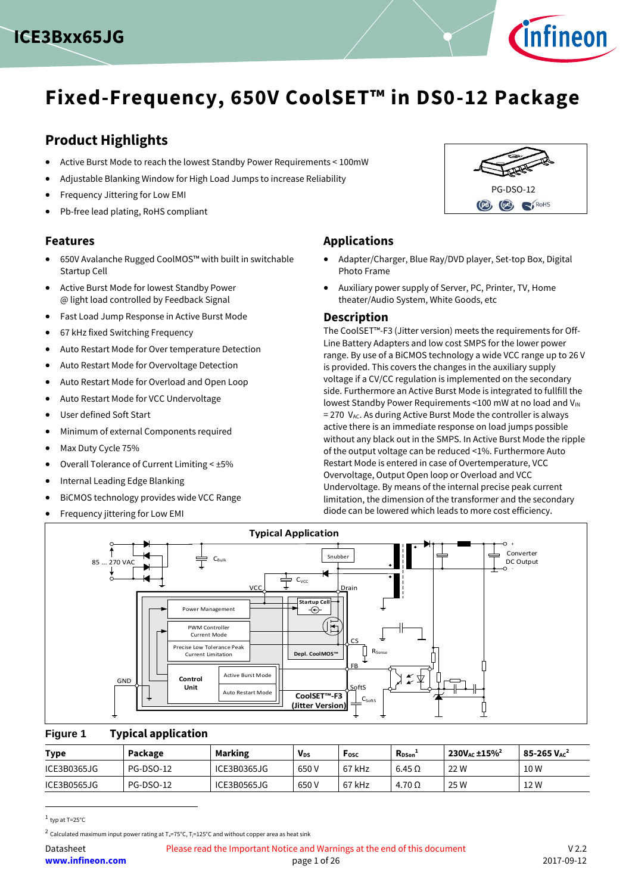# Fixed-Frequency, 650V CoolSET™ in DS0-12 Package

## Product Highlights

- Active Burst Mode to reach the lowest Standby Power Requirements < 100mW
- Adjustable Blanking Window for High Load Jumps to increase Reliability
- Frequency Jittering for Low EMI
- Pb-free lead plating, RoHS compliant

PG-DSO-12

## Features

- 650V Avalanche Rugged CoolMOS™ with built in switchable Startup Cell
- Active Burst Mode for lowest Standby Power @ light load controlled by Feedback Signal
- Fast Load Jump Response in Active Burst Mode
- 67 kHz fixed Switching Frequency
- Auto Restart Mode for Over temperature Detection
- Auto Restart Mode for Overvoltage Detection
- Auto Restart Mode for Overload and Open Loop
- Auto Restart Mode for VCC Undervoltage
- User defined Soft Start
- Minimum of external Components required
- Max Duty Cycle 75%
- Overall Tolerance of Current Limiting < ±5%
- Internal Leading Edge Blanking
- BiCMOS technology provides wide VCC Range
- Frequency jittering for Low EMI

## Applications

- Adapter/Charger, Blue Ray/DVD player, Set-top Box, Digital Photo Frame
- Auxiliary power supply of Server, PC, Printer, TV, Home theater/Audio System, White Goods, etc

## Description

The CoolSET™-F3 (Jitter version) meets the requirements for Off-Line Battery Adapters and low cost SMPS for the lower power range. By use of a BiCMOS technology a wide VCC range up to 26 V is provided. This covers the changes in the auxiliary supply voltage if a CV/CC regulation is implemented on the secondary side. Furthermore an Active Burst Mode is integrated to fullfill the lowest Standby Power Requirements <100 mW at no load and $V_{IN}$ = 270 $V_{AC}$. As during Active Burst Mode the controller is always active there is an immediate response on load jumps possible without any black out in the SMPS. In Active Burst Mode the ripple of the output voltage can be reduced <1%. Furthermore Auto Restart Mode is entered in case of Overtemperature, VCC Overvoltage, Output Open loop or Overload and VCC Undervoltage. By means of the internal precise peak current limitation, the dimension of the transformer and the secondary diode can be lowered which leads to more cost efficiency.

**Figure 1 Typical application**

| Type | Package | Marking | $V_{DS}$ | $F_{OSC}$ | $R_{DSon}$[1] | $230V_{AC}$ ±15%[2] | 85-265 $V_{AC}$[2] |
|---|---|---|---|---|---|---|---|
| ICE3B0365JG | PG-DSO-12 | ICE3B0365JG | 650 V | 67 kHz | 6.45 Ω | 22 W | 10 W |
| ICE3B0565JG | PG-DSO-12 | ICE3B0565JG | 650 V | 67 kHz | 4.70 Ω | 25 W | 12 W |

[1] typ at T=25°C

[2] Calculated maximum input power rating at $T_a$=75°C, $T_j$=125°C and without copper area as heat sink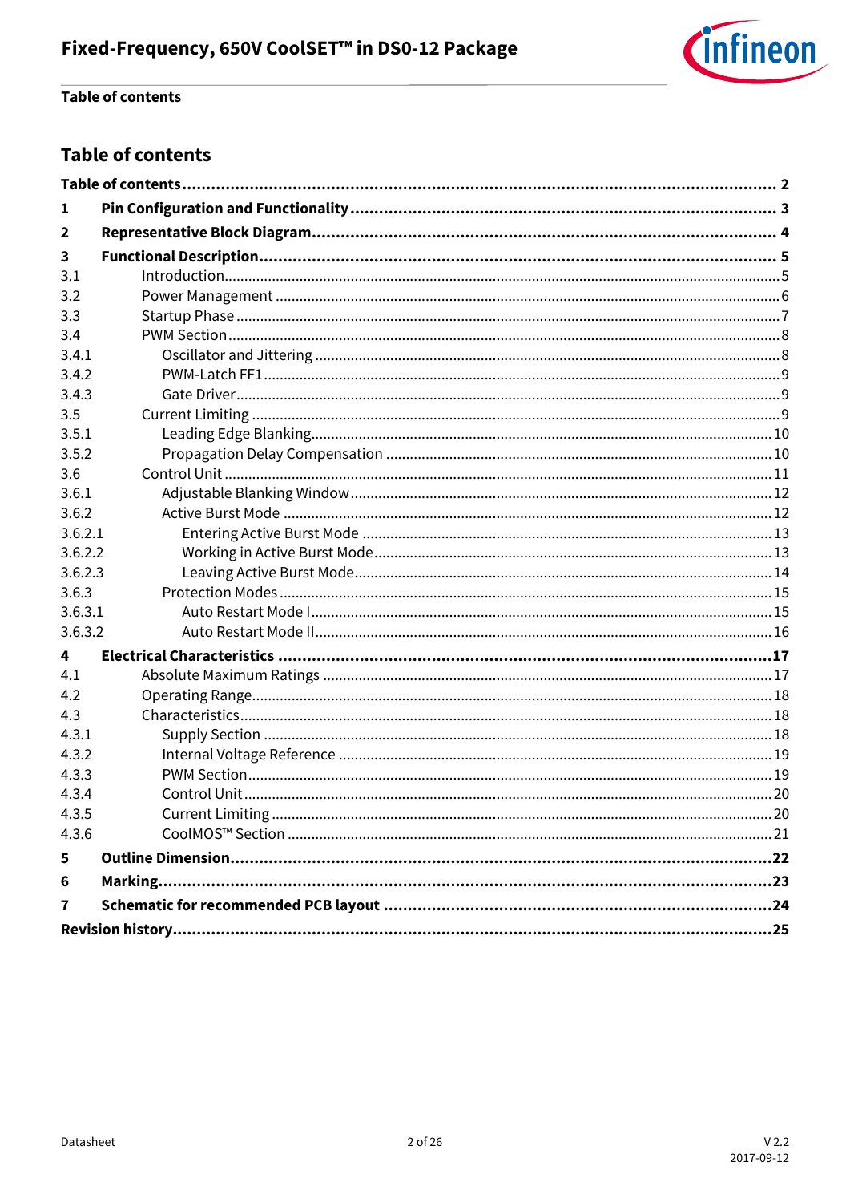# Table of contents

| | | |
|---|---|---|
| **Table of contents** | | **2** |
| **1** | **Pin Configuration and Functionality** | **3** |
| **2** | **Representative Block Diagram** | **4** |
| **3** | **Functional Description** | **5** |
| 3.1 | Introduction | 5 |
| 3.2 | Power Management | 6 |
| 3.3 | Startup Phase | 7 |
| 3.4 | PWM Section | 8 |
| 3.4.1 | Oscillator and Jittering | 8 |
| 3.4.2 | PWM-Latch FF1 | 9 |
| 3.4.3 | Gate Driver | 9 |
| 3.5 | Current Limiting | 9 |
| 3.5.1 | Leading Edge Blanking | 10 |
| 3.5.2 | Propagation Delay Compensation | 10 |
| 3.6 | Control Unit | 11 |
| 3.6.1 | Adjustable Blanking Window | 12 |
| 3.6.2 | Active Burst Mode | 12 |
| 3.6.2.1 | Entering Active Burst Mode | 13 |
| 3.6.2.2 | Working in Active Burst Mode | 13 |
| 3.6.2.3 | Leaving Active Burst Mode | 14 |
| 3.6.3 | Protection Modes | 15 |
| 3.6.3.1 | Auto Restart Mode I | 15 |
| 3.6.3.2 | Auto Restart Mode II | 16 |
| **4** | **Electrical Characteristics** | **17** |
| 4.1 | Absolute Maximum Ratings | 17 |
| 4.2 | Operating Range | 18 |
| 4.3 | Characteristics | 18 |
| 4.3.1 | Supply Section | 18 |
| 4.3.2 | Internal Voltage Reference | 19 |
| 4.3.3 | PWM Section | 19 |
| 4.3.4 | Control Unit | 20 |
| 4.3.5 | Current Limiting | 20 |
| 4.3.6 | CoolMOS™ Section | 21 |
| **5** | **Outline Dimension** | **22** |
| **6** | **Marking** | **23** |
| **7** | **Schematic for recommended PCB layout** | **24** |
| **Revision history** | | **25** |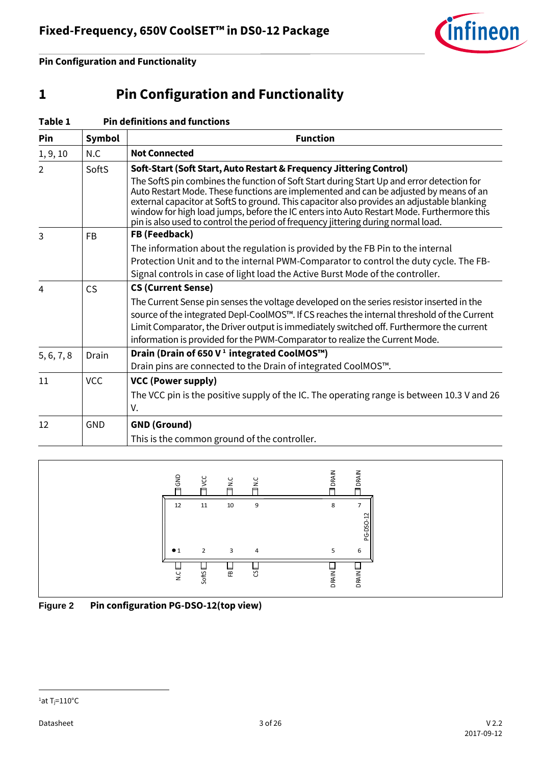# 1 Pin Configuration and Functionality

**Table 1 Pin definitions and functions**

| Pin | Symbol | Function |
|---|---|---|
| 1, 9, 10 | N.C | **Not Connected** |
| 2 | SoftS | **Soft-Start (Soft Start, Auto Restart & Frequency Jittering Control)**<br>The SoftS pin combines the function of Soft Start during Start Up and error detection for Auto Restart Mode. These functions are implemented and can be adjusted by means of an external capacitor at SoftS to ground. This capacitor also provides an adjustable blanking window for high load jumps, before the IC enters into Auto Restart Mode. Furthermore this pin is also used to control the period of frequency jittering during normal load. |
| 3 | FB | **FB (Feedback)**<br>The information about the regulation is provided by the FB Pin to the internal Protection Unit and to the internal PWM-Comparator to control the duty cycle. The FB-Signal controls in case of light load the Active Burst Mode of the controller. |
| 4 | CS | **CS (Current Sense)**<br>The Current Sense pin senses the voltage developed on the series resistor inserted in the source of the integrated Depl-CoolMOS™. If CS reaches the internal threshold of the Current Limit Comparator, the Driver output is immediately switched off. Furthermore the current information is provided for the PWM-Comparator to realize the Current Mode. |
| 5, 6, 7, 8 | Drain | **Drain (Drain of 650 V [1] integrated CoolMOS™)**<br>Drain pins are connected to the Drain of integrated CoolMOS™. |
| 11 | VCC | **VCC (Power supply)**<br>The VCC pin is the positive supply of the IC. The operating range is between 10.3 V and 26 V. |
| 12 | GND | **GND (Ground)**<br>This is the common ground of the controller. |

GND VCC N.C N.C DRAIN DRAIN

12 11 10 9 8 7

PG-DSO-12

1 2 3 4 5 6

N.C SoftS FB CS DRAIN DRAIN

**Figure 2 Pin configuration PG-DSO-12(top view)**

[1] at $T_j$=110°C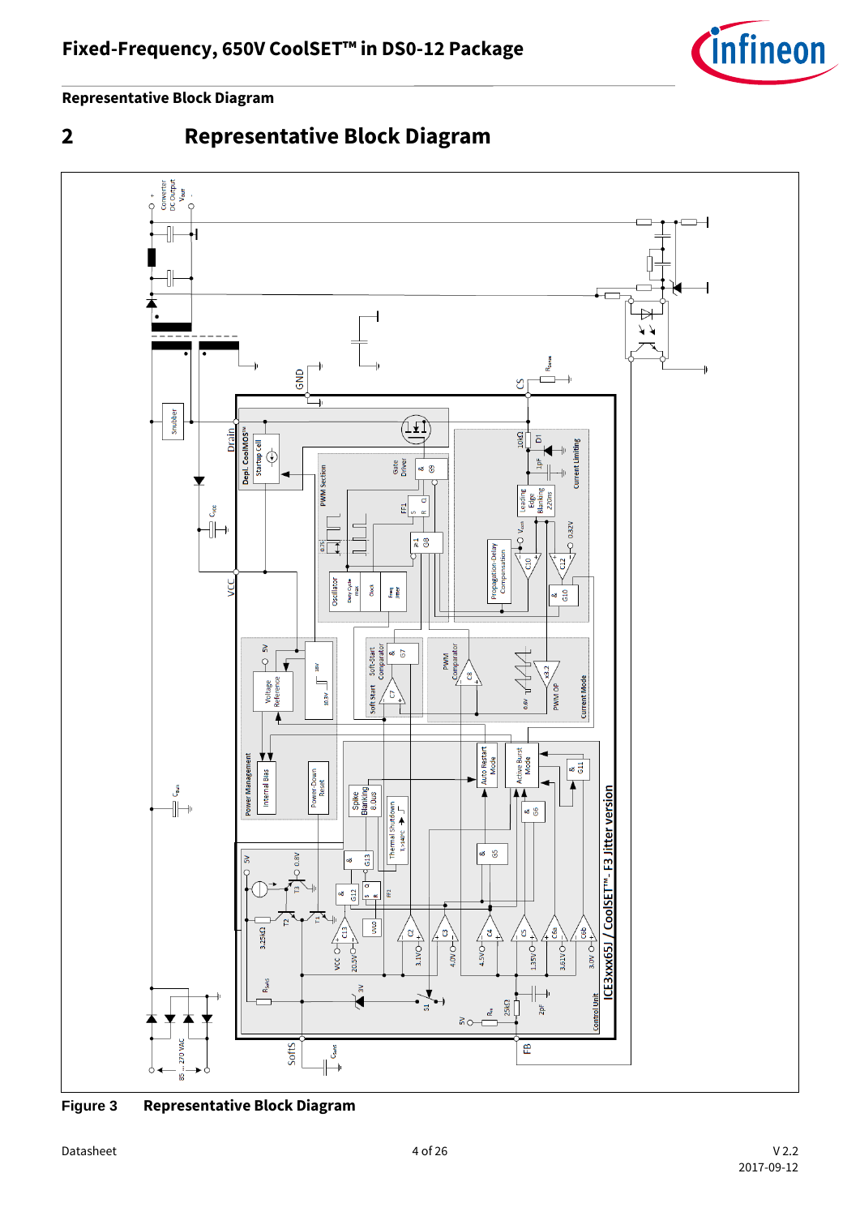# 2 Representative Block Diagram

Figure 3 Representative Block Diagram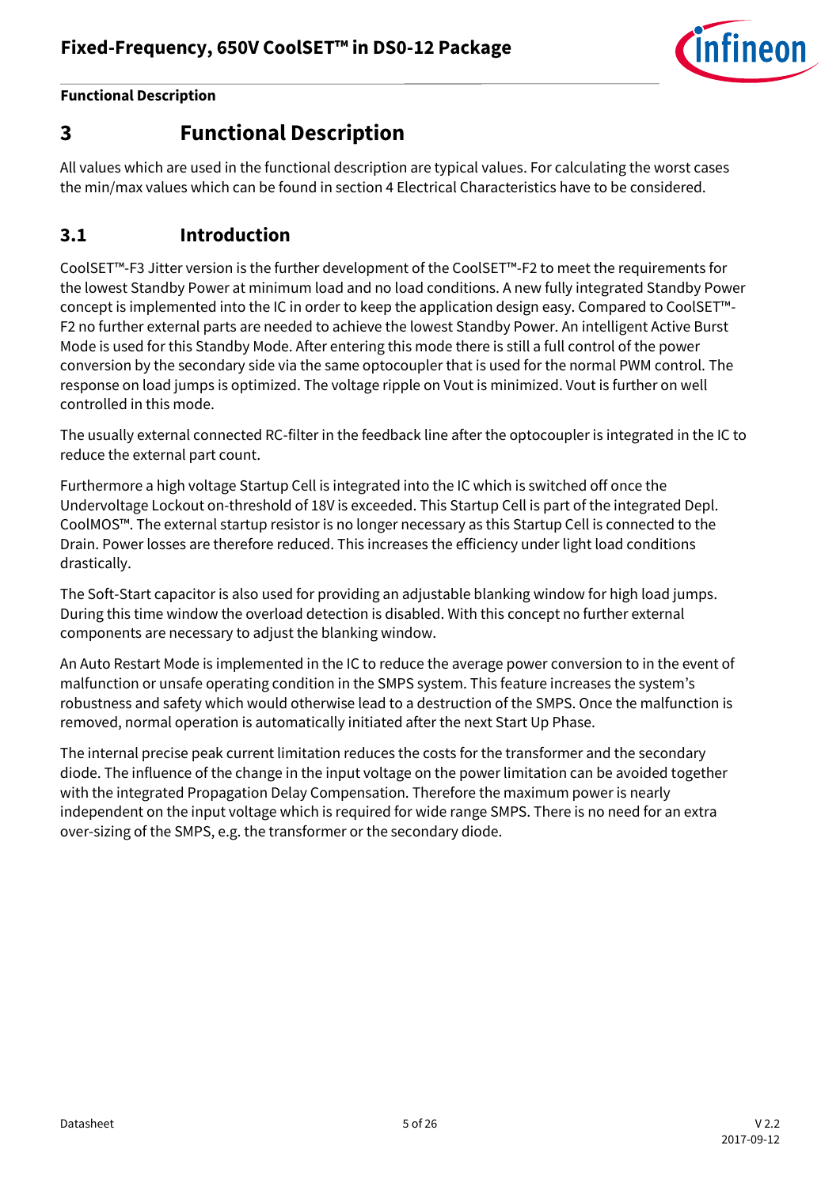# 3 Functional Description

All values which are used in the functional description are typical values. For calculating the worst cases the min/max values which can be found in section 4 Electrical Characteristics have to be considered.

## 3.1 Introduction

CoolSET™-F3 Jitter version is the further development of the CoolSET™-F2 to meet the requirements for the lowest Standby Power at minimum load and no load conditions. A new fully integrated Standby Power concept is implemented into the IC in order to keep the application design easy. Compared to CoolSET™-F2 no further external parts are needed to achieve the lowest Standby Power. An intelligent Active Burst Mode is used for this Standby Mode. After entering this mode there is still a full control of the power conversion by the secondary side via the same optocoupler that is used for the normal PWM control. The response on load jumps is optimized. The voltage ripple on Vout is minimized. Vout is further on well controlled in this mode.

The usually external connected RC-filter in the feedback line after the optocoupler is integrated in the IC to reduce the external part count.

Furthermore a high voltage Startup Cell is integrated into the IC which is switched off once the Undervoltage Lockout on-threshold of 18V is exceeded. This Startup Cell is part of the integrated Depl. CoolMOS™. The external startup resistor is no longer necessary as this Startup Cell is connected to the Drain. Power losses are therefore reduced. This increases the efficiency under light load conditions drastically.

The Soft-Start capacitor is also used for providing an adjustable blanking window for high load jumps. During this time window the overload detection is disabled. With this concept no further external components are necessary to adjust the blanking window.

An Auto Restart Mode is implemented in the IC to reduce the average power conversion to in the event of malfunction or unsafe operating condition in the SMPS system. This feature increases the system's robustness and safety which would otherwise lead to a destruction of the SMPS. Once the malfunction is removed, normal operation is automatically initiated after the next Start Up Phase.

The internal precise peak current limitation reduces the costs for the transformer and the secondary diode. The influence of the change in the input voltage on the power limitation can be avoided together with the integrated Propagation Delay Compensation. Therefore the maximum power is nearly independent on the input voltage which is required for wide range SMPS. There is no need for an extra over-sizing of the SMPS, e.g. the transformer or the secondary diode.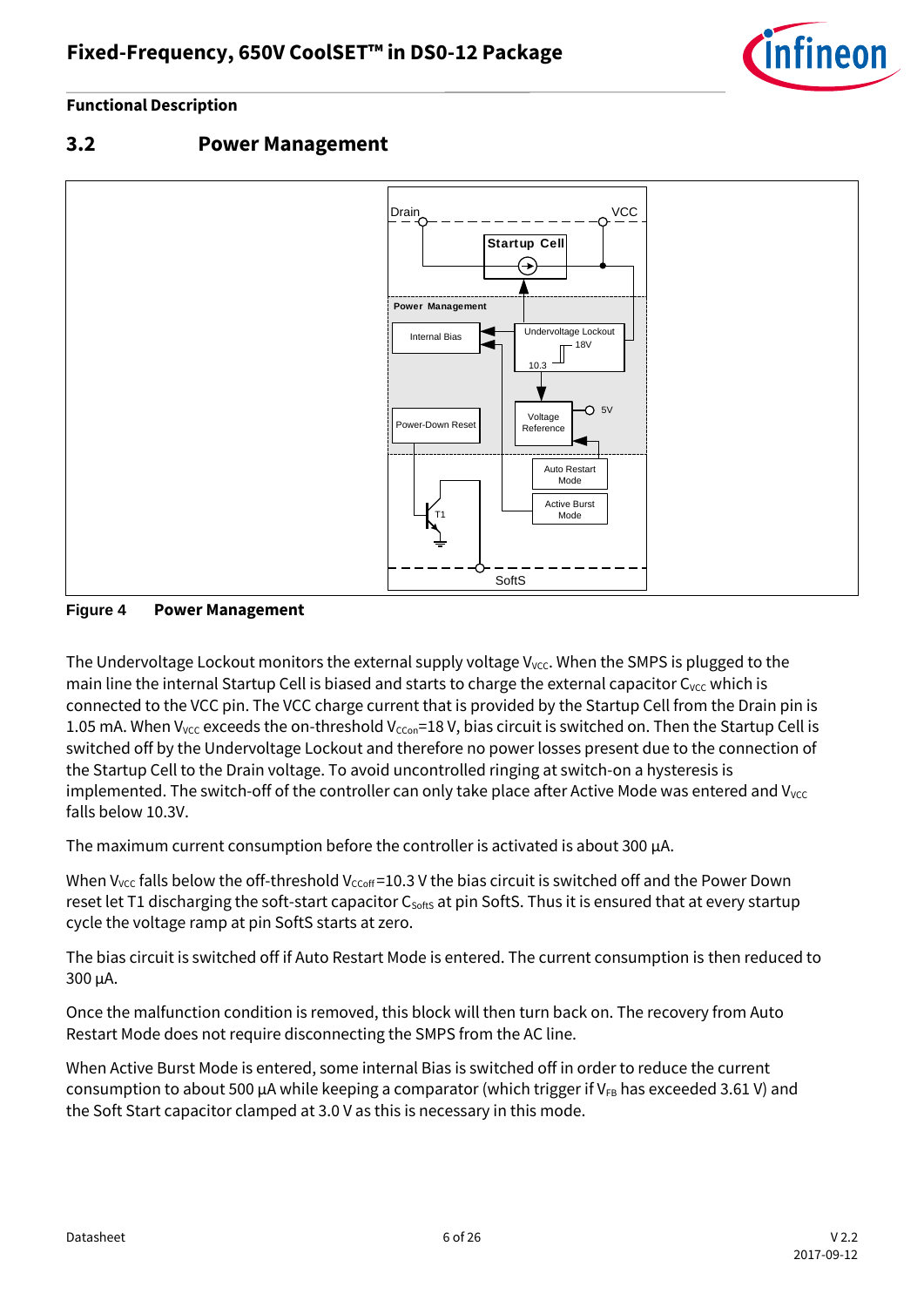## 3.2 Power Management

**Figure 4 Power Management**

The Undervoltage Lockout monitors the external supply voltage $V_{VCC}$. When the SMPS is plugged to the main line the internal Startup Cell is biased and starts to charge the external capacitor $C_{VCC}$ which is connected to the VCC pin. The VCC charge current that is provided by the Startup Cell from the Drain pin is 1.05 mA. When $V_{VCC}$ exceeds the on-threshold $V_{CCon}$=18 V, bias circuit is switched on. Then the Startup Cell is switched off by the Undervoltage Lockout and therefore no power losses present due to the connection of the Startup Cell to the Drain voltage. To avoid uncontrolled ringing at switch-on a hysteresis is implemented. The switch-off of the controller can only take place after Active Mode was entered and $V_{VCC}$ falls below 10.3V.

The maximum current consumption before the controller is activated is about 300 µA.

When $V_{VCC}$ falls below the off-threshold $V_{CCoff}$=10.3 V the bias circuit is switched off and the Power Down reset let T1 discharging the soft-start capacitor $C_{Softs}$ at pin SoftS. Thus it is ensured that at every startup cycle the voltage ramp at pin SoftS starts at zero.

The bias circuit is switched off if Auto Restart Mode is entered. The current consumption is then reduced to 300 µA.

Once the malfunction condition is removed, this block will then turn back on. The recovery from Auto Restart Mode does not require disconnecting the SMPS from the AC line.

When Active Burst Mode is entered, some internal Bias is switched off in order to reduce the current consumption to about 500 µA while keeping a comparator (which trigger if $V_{FB}$ has exceeded 3.61 V) and the Soft Start capacitor clamped at 3.0 V as this is necessary in this mode.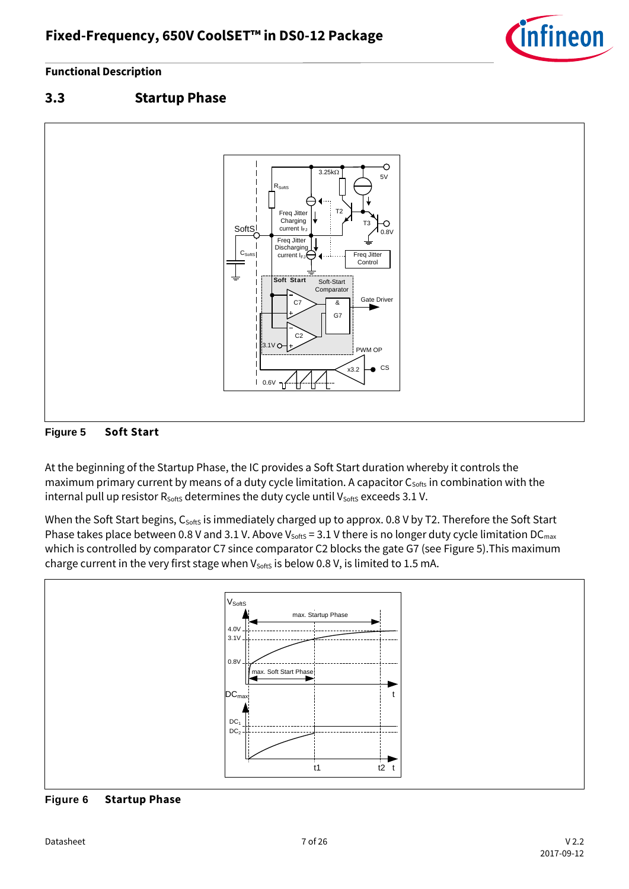## 3.3 Startup Phase

**Figure 5 Soft Start**

At the beginning of the Startup Phase, the IC provides a Soft Start duration whereby it controls the maximum primary current by means of a duty cycle limitation. A capacitor $C_{Softs}$ in combination with the internal pull up resistor $R_{SoftS}$ determines the duty cycle until $V_{SoftS}$ exceeds 3.1 V.

When the Soft Start begins, $C_{SoftS}$ is immediately charged up to approx. 0.8 V by T2. Therefore the Soft Start Phase takes place between 0.8 V and 3.1 V. Above $V_{SoftS}$ = 3.1 V there is no longer duty cycle limitation $DC_{max}$ which is controlled by comparator C7 since comparator C2 blocks the gate G7 (see Figure 5).This maximum charge current in the very first stage when $V_{SoftS}$ is below 0.8 V, is limited to 1.5 mA.

**Figure 6 Startup Phase**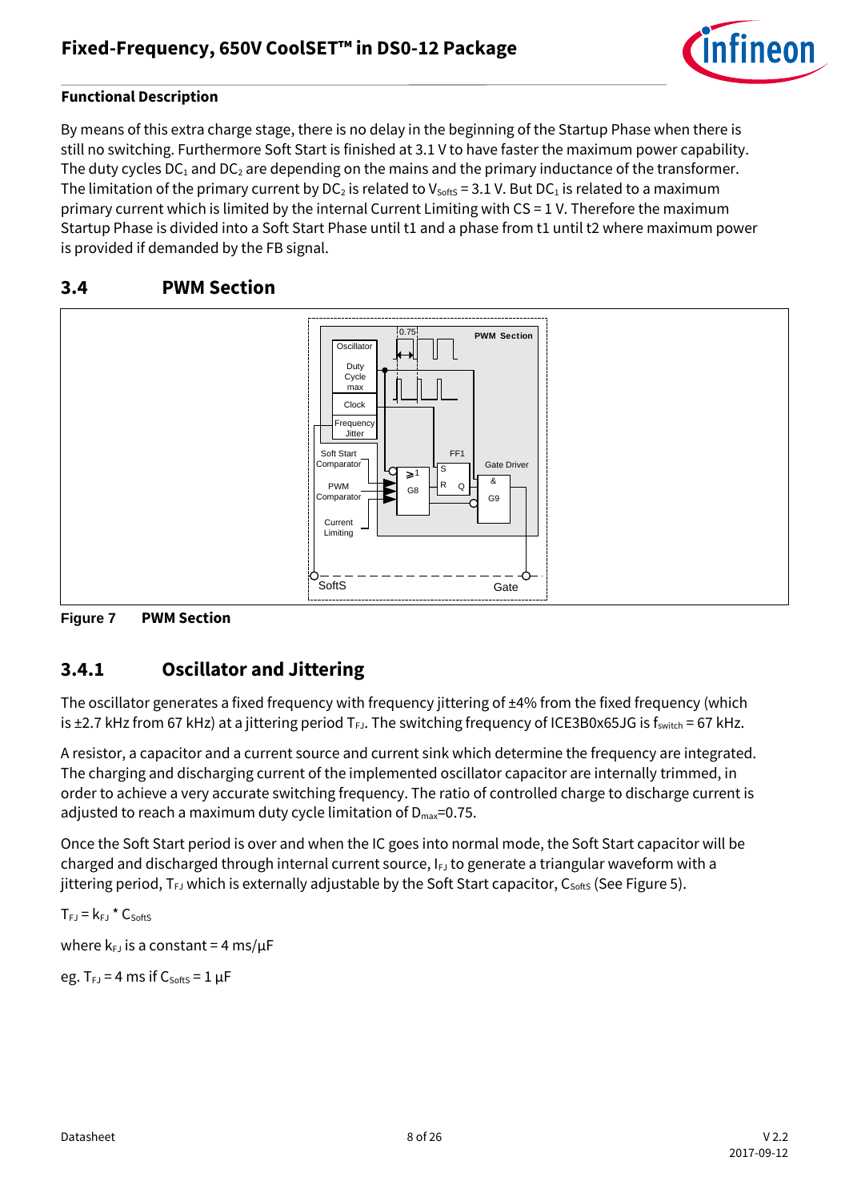**Functional Description**

By means of this extra charge stage, there is no delay in the beginning of the Startup Phase when there is still no switching. Furthermore Soft Start is finished at 3.1 V to have faster the maximum power capability. The duty cycles $DC_1$ and $DC_2$ are depending on the mains and the primary inductance of the transformer. The limitation of the primary current by $DC_2$ is related to $V_{SoftS}$ = 3.1 V. But $DC_1$ is related to a maximum primary current which is limited by the internal Current Limiting with CS = 1 V. Therefore the maximum Startup Phase is divided into a Soft Start Phase until t1 and a phase from t1 until t2 where maximum power is provided if demanded by the FB signal.

## 3.4 PWM Section

**Figure 7 PWM Section**

## 3.4.1 Oscillator and Jittering

The oscillator generates a fixed frequency with frequency jittering of ±4% from the fixed frequency (which is ±2.7 kHz from 67 kHz) at a jittering period $T_{FJ}$. The switching frequency of ICE3B0x65JG is $f_{switch}$ = 67 kHz.

A resistor, a capacitor and a current source and current sink which determine the frequency are integrated. The charging and discharging current of the implemented oscillator capacitor are internally trimmed, in order to achieve a very accurate switching frequency. The ratio of controlled charge to discharge current is adjusted to reach a maximum duty cycle limitation of $D_{max}$=0.75.

Once the Soft Start period is over and when the IC goes into normal mode, the Soft Start capacitor will be charged and discharged through internal current source, $I_{FJ}$ to generate a triangular waveform with a jittering period, $T_{FJ}$ which is externally adjustable by the Soft Start capacitor, $C_{SoftS}$ (See Figure 5).

$T_{FJ} = k_{FJ} * C_{SoftS}$

where $k_{FJ}$ is a constant = 4 ms/µF

eg. $T_{FJ}$ = 4 ms if $C_{SoftS}$ = 1 µF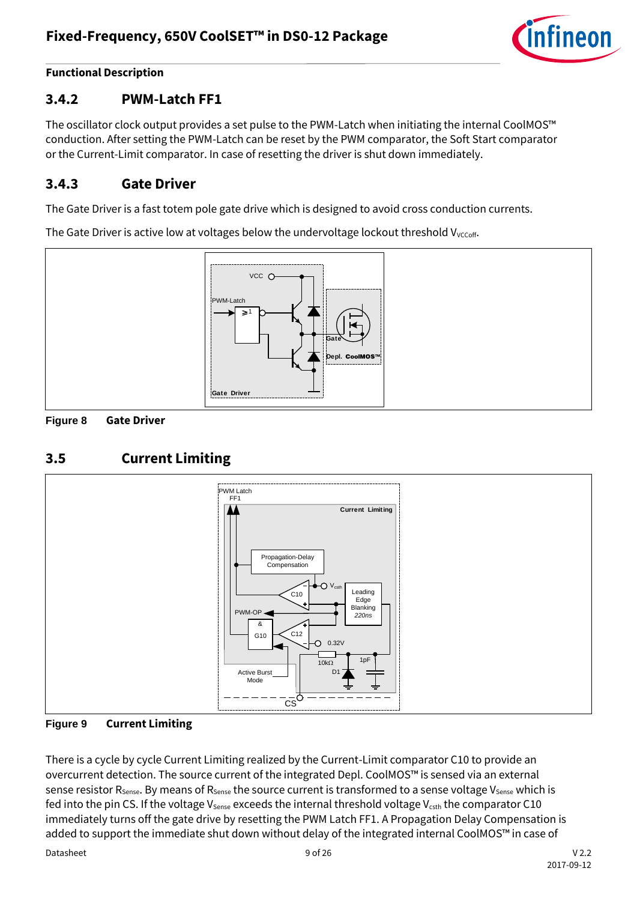**Functional Description**

### 3.4.2 PWM-Latch FF1

The oscillator clock output provides a set pulse to the PWM-Latch when initiating the internal CoolMOS™ conduction. After setting the PWM-Latch can be reset by the PWM comparator, the Soft Start comparator or the Current-Limit comparator. In case of resetting the driver is shut down immediately.

### 3.4.3 Gate Driver

The Gate Driver is a fast totem pole gate drive which is designed to avoid cross conduction currents.

The Gate Driver is active low at voltages below the undervoltage lockout threshold $V_{VCCoff}$.

**Figure 8 Gate Driver**

## 3.5 Current Limiting

**Figure 9 Current Limiting**

There is a cycle by cycle Current Limiting realized by the Current-Limit comparator C10 to provide an overcurrent detection. The source current of the integrated Depl. CoolMOS™ is sensed via an external sense resistor $R_{Sense}$. By means of $R_{Sense}$ the source current is transformed to a sense voltage $V_{Sense}$ which is fed into the pin CS. If the voltage $V_{Sense}$ exceeds the internal threshold voltage $V_{csth}$ the comparator C10 immediately turns off the gate drive by resetting the PWM Latch FF1. A Propagation Delay Compensation is added to support the immediate shut down without delay of the integrated internal CoolMOS™ in case of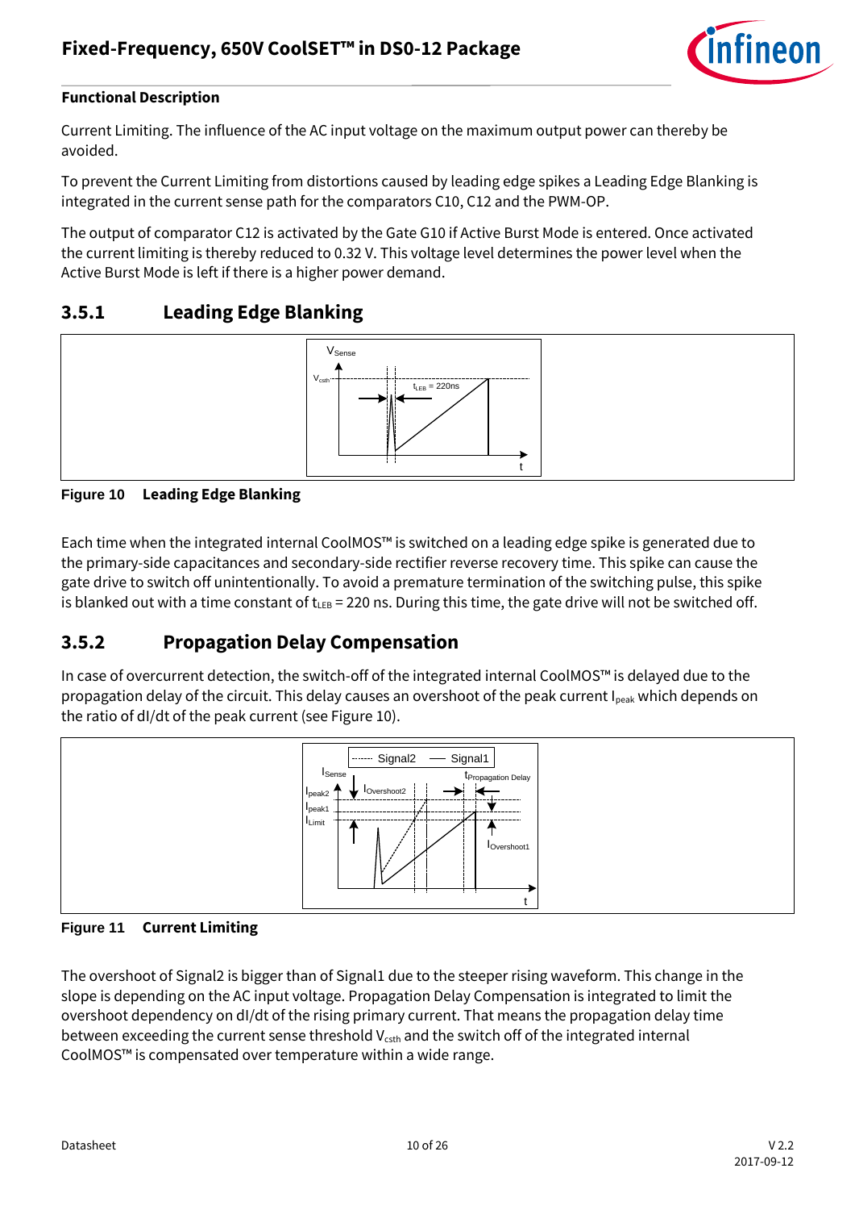**Functional Description**

Current Limiting. The influence of the AC input voltage on the maximum output power can thereby be avoided.

To prevent the Current Limiting from distortions caused by leading edge spikes a Leading Edge Blanking is integrated in the current sense path for the comparators C10, C12 and the PWM-OP.

The output of comparator C12 is activated by the Gate G10 if Active Burst Mode is entered. Once activated the current limiting is thereby reduced to 0.32 V. This voltage level determines the power level when the Active Burst Mode is left if there is a higher power demand.

### 3.5.1 Leading Edge Blanking

**Figure 10 Leading Edge Blanking**

Each time when the integrated internal CoolMOS™ is switched on a leading edge spike is generated due to the primary-side capacitances and secondary-side rectifier reverse recovery time. This spike can cause the gate drive to switch off unintentionally. To avoid a premature termination of the switching pulse, this spike is blanked out with a time constant of $t_{LEB}$ = 220 ns. During this time, the gate drive will not be switched off.

### 3.5.2 Propagation Delay Compensation

In case of overcurrent detection, the switch-off of the integrated internal CoolMOS™ is delayed due to the propagation delay of the circuit. This delay causes an overshoot of the peak current $I_{peak}$ which depends on the ratio of dI/dt of the peak current (see Figure 10).

**Figure 11 Current Limiting**

The overshoot of Signal2 is bigger than of Signal1 due to the steeper rising waveform. This change in the slope is depending on the AC input voltage. Propagation Delay Compensation is integrated to limit the overshoot dependency on dI/dt of the rising primary current. That means the propagation delay time between exceeding the current sense threshold $V_{csth}$ and the switch off of the integrated internal CoolMOS™ is compensated over temperature within a wide range.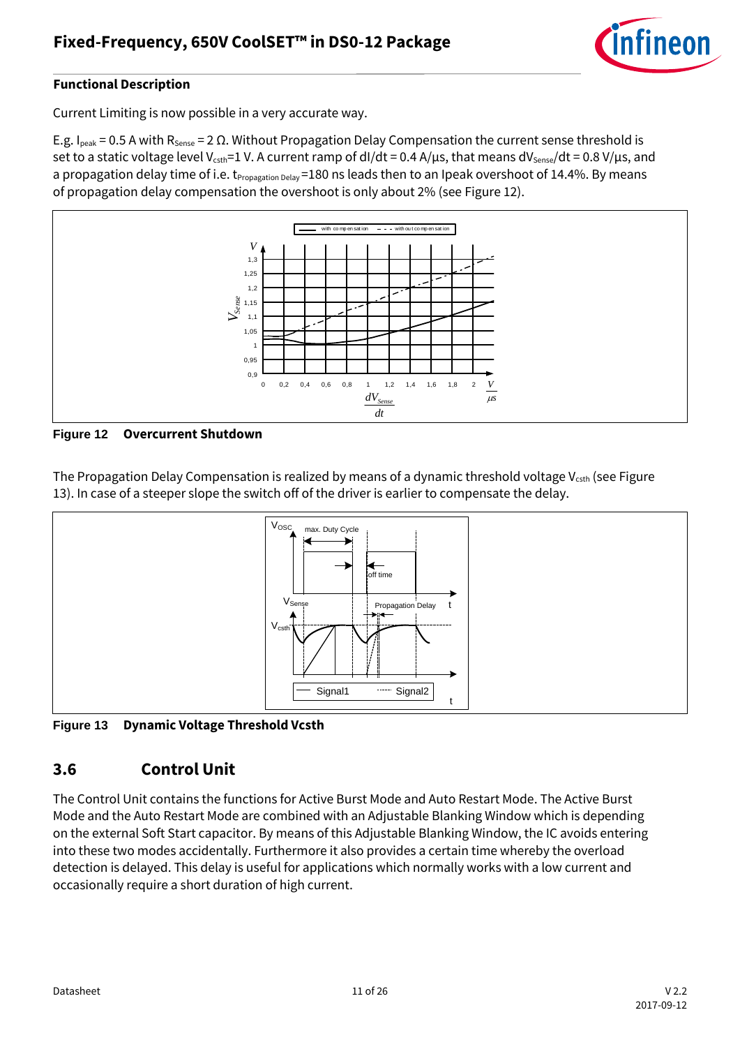**Functional Description**

Current Limiting is now possible in a very accurate way.

E.g. $I_{peak}$ = 0.5 A with $R_{Sense}$ = 2 Ω. Without Propagation Delay Compensation the current sense threshold is set to a static voltage level $V_{csth}$=1 V. A current ramp of dI/dt = 0.4 A/µs, that means $dV_{Sense}/dt$ = 0.8 V/µs, and a propagation delay time of i.e. $t_{Propagation\ Delay}$ =180 ns leads then to an Ipeak overshoot of 14.4%. By means of propagation delay compensation the overshoot is only about 2% (see Figure 12).

**Figure 12 Overcurrent Shutdown**

The Propagation Delay Compensation is realized by means of a dynamic threshold voltage $V_{csth}$ (see Figure 13). In case of a steeper slope the switch off of the driver is earlier to compensate the delay.

**Figure 13 Dynamic Voltage Threshold Vcsth**

## 3.6 Control Unit

The Control Unit contains the functions for Active Burst Mode and Auto Restart Mode. The Active Burst Mode and the Auto Restart Mode are combined with an Adjustable Blanking Window which is depending on the external Soft Start capacitor. By means of this Adjustable Blanking Window, the IC avoids entering into these two modes accidentally. Furthermore it also provides a certain time whereby the overload detection is delayed. This delay is useful for applications which normally works with a low current and occasionally require a short duration of high current.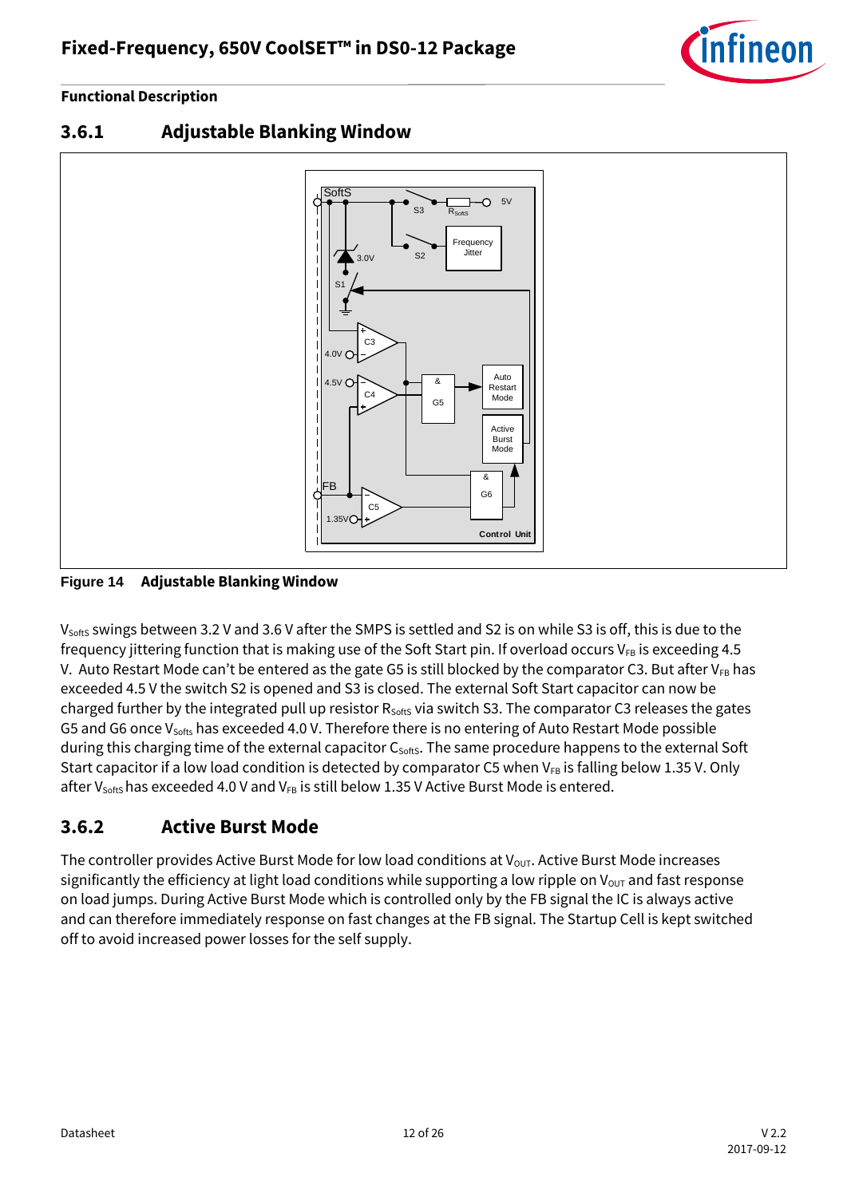### 3.6.1 Adjustable Blanking Window

**Figure 14 Adjustable Blanking Window**

$V_{SoftS}$ swings between 3.2 V and 3.6 V after the SMPS is settled and S2 is on while S3 is off, this is due to the frequency jittering function that is making use of the Soft Start pin. If overload occurs $V_{FB}$ is exceeding 4.5 V. Auto Restart Mode can't be entered as the gate G5 is still blocked by the comparator C3. But after $V_{FB}$ has exceeded 4.5 V the switch S2 is opened and S3 is closed. The external Soft Start capacitor can now be charged further by the integrated pull up resistor $R_{SoftS}$ via switch S3. The comparator C3 releases the gates G5 and G6 once $V_{SoftS}$ has exceeded 4.0 V. Therefore there is no entering of Auto Restart Mode possible during this charging time of the external capacitor $C_{SoftS}$. The same procedure happens to the external Soft Start capacitor if a low load condition is detected by comparator C5 when $V_{FB}$ is falling below 1.35 V. Only after $V_{SoftS}$ has exceeded 4.0 V and $V_{FB}$ is still below 1.35 V Active Burst Mode is entered.

### 3.6.2 Active Burst Mode

The controller provides Active Burst Mode for low load conditions at $V_{OUT}$. Active Burst Mode increases significantly the efficiency at light load conditions while supporting a low ripple on $V_{OUT}$ and fast response on load jumps. During Active Burst Mode which is controlled only by the FB signal the IC is always active and can therefore immediately response on fast changes at the FB signal. The Startup Cell is kept switched off to avoid increased power losses for the self supply.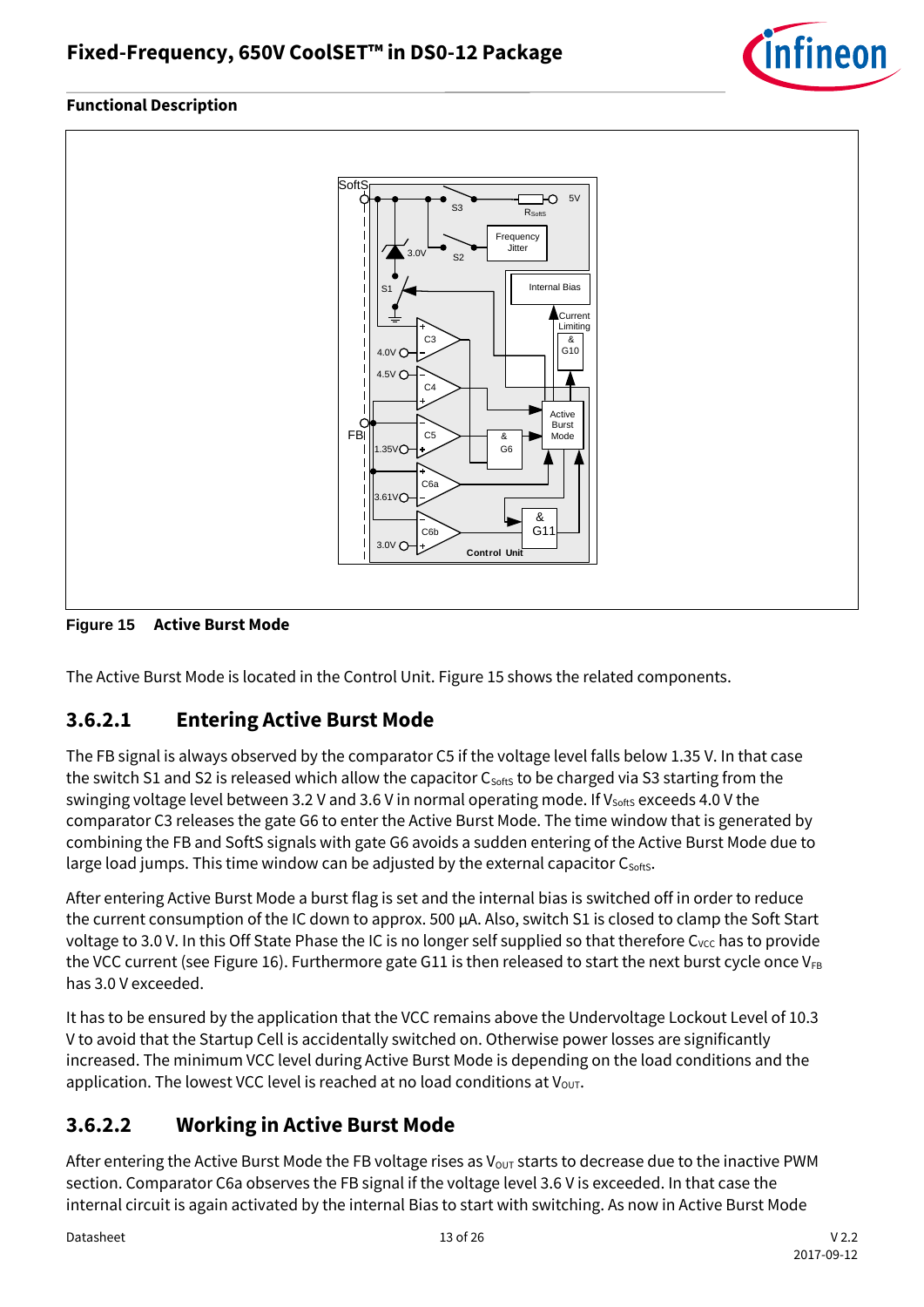**Functional Description**

Figure 15 Active Burst Mode

The Active Burst Mode is located in the Control Unit. Figure 15 shows the related components.

### 3.6.2.1 Entering Active Burst Mode

The FB signal is always observed by the comparator C5 if the voltage level falls below 1.35 V. In that case the switch S1 and S2 is released which allow the capacitor $C_{SoftS}$ to be charged via S3 starting from the swinging voltage level between 3.2 V and 3.6 V in normal operating mode. If $V_{SoftS}$ exceeds 4.0 V the comparator C3 releases the gate G6 to enter the Active Burst Mode. The time window that is generated by combining the FB and SoftS signals with gate G6 avoids a sudden entering of the Active Burst Mode due to large load jumps. This time window can be adjusted by the external capacitor $C_{SoftS}$.

After entering Active Burst Mode a burst flag is set and the internal bias is switched off in order to reduce the current consumption of the IC down to approx. 500 µA. Also, switch S1 is closed to clamp the Soft Start voltage to 3.0 V. In this Off State Phase the IC is no longer self supplied so that therefore $C_{VCC}$ has to provide the VCC current (see Figure 16). Furthermore gate G11 is then released to start the next burst cycle once $V_{FB}$ has 3.0 V exceeded.

It has to be ensured by the application that the VCC remains above the Undervoltage Lockout Level of 10.3 V to avoid that the Startup Cell is accidentally switched on. Otherwise power losses are significantly increased. The minimum VCC level during Active Burst Mode is depending on the load conditions and the application. The lowest VCC level is reached at no load conditions at $V_{OUT}$.

### 3.6.2.2 Working in Active Burst Mode

After entering the Active Burst Mode the FB voltage rises as $V_{OUT}$ starts to decrease due to the inactive PWM section. Comparator C6a observes the FB signal if the voltage level 3.6 V is exceeded. In that case the internal circuit is again activated by the internal Bias to start with switching. As now in Active Burst Mode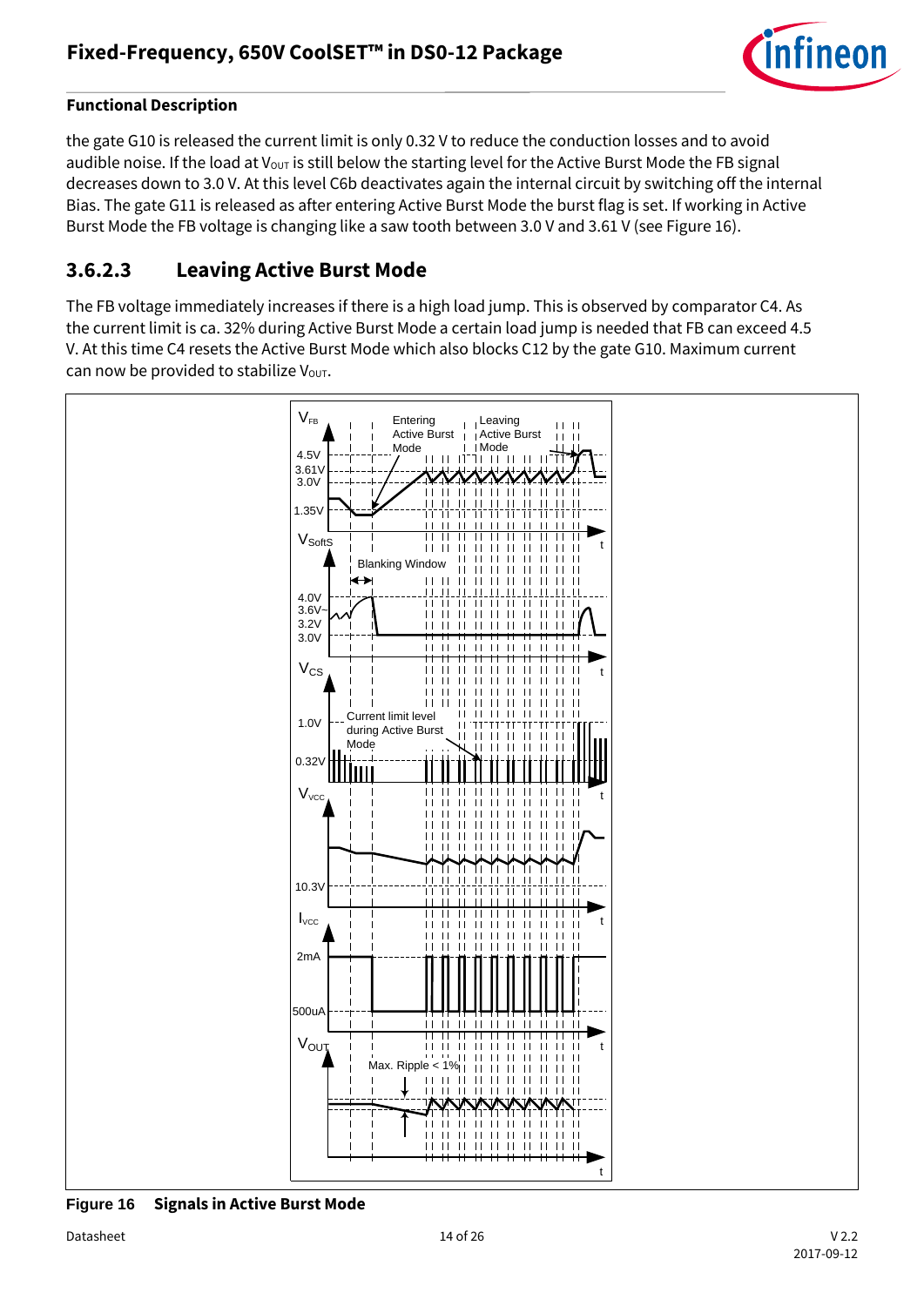**Functional Description**

the gate G10 is released the current limit is only 0.32 V to reduce the conduction losses and to avoid audible noise. If the load at $V_{OUT}$ is still below the starting level for the Active Burst Mode the FB signal decreases down to 3.0 V. At this level C6b deactivates again the internal circuit by switching off the internal Bias. The gate G11 is released as after entering Active Burst Mode the burst flag is set. If working in Active Burst Mode the FB voltage is changing like a saw tooth between 3.0 V and 3.61 V (see Figure 16).

### 3.6.2.3 Leaving Active Burst Mode

The FB voltage immediately increases if there is a high load jump. This is observed by comparator C4. As the current limit is ca. 32% during Active Burst Mode a certain load jump is needed that FB can exceed 4.5 V. At this time C4 resets the Active Burst Mode which also blocks C12 by the gate G10. Maximum current can now be provided to stabilize $V_{OUT}$.

**Figure 16 Signals in Active Burst Mode**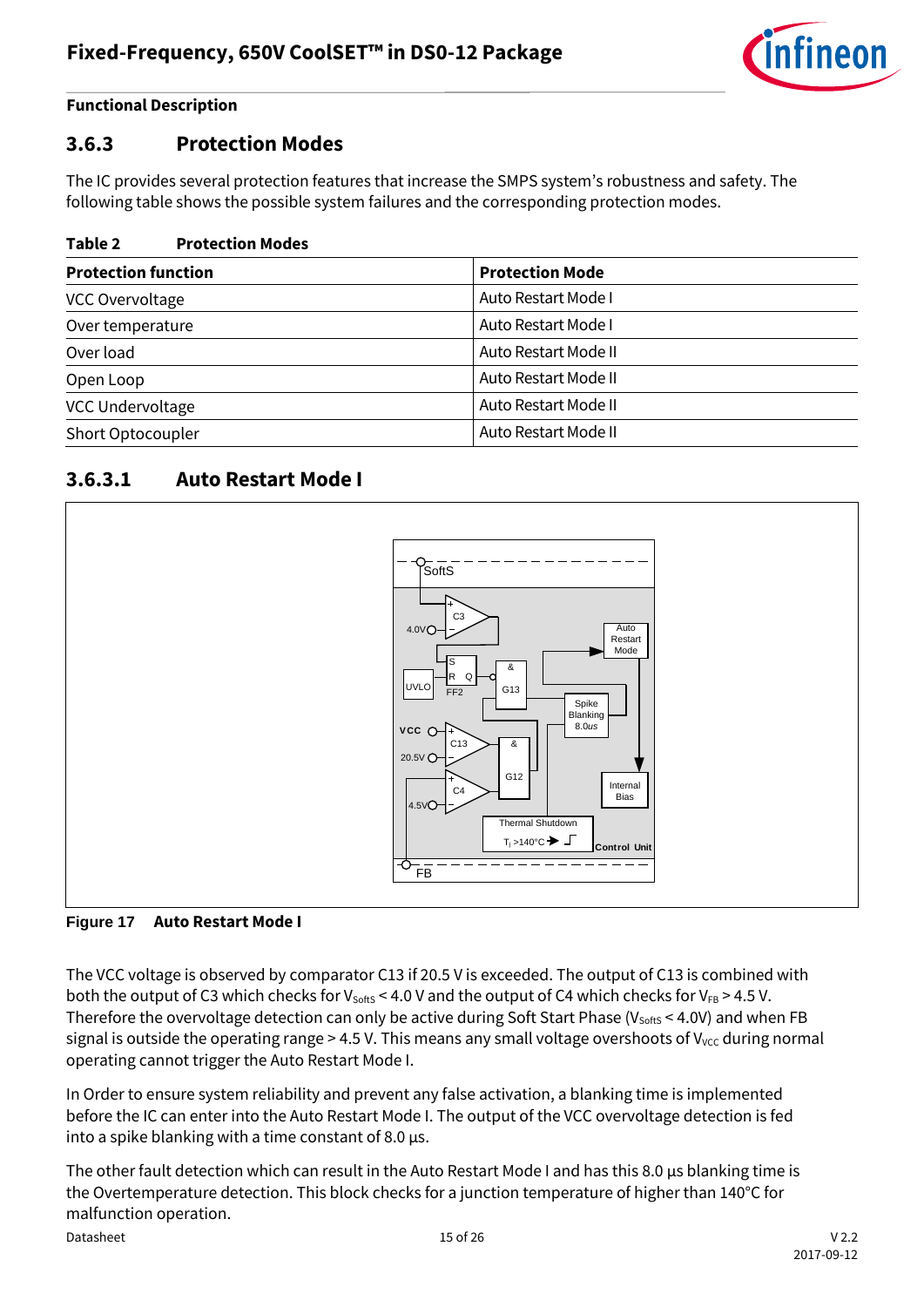**Functional Description**

### 3.6.3 Protection Modes

The IC provides several protection features that increase the SMPS system's robustness and safety. The following table shows the possible system failures and the corresponding protection modes.

**Table 2 Protection Modes**

| Protection function | Protection Mode |
|---|---|
| VCC Overvoltage | Auto Restart Mode I |
| Over temperature | Auto Restart Mode I |
| Over load | Auto Restart Mode II |
| Open Loop | Auto Restart Mode II |
| VCC Undervoltage | Auto Restart Mode II |
| Short Optocoupler | Auto Restart Mode II |

#### 3.6.3.1 Auto Restart Mode I

**Figure 17 Auto Restart Mode I**

The VCC voltage is observed by comparator C13 if 20.5 V is exceeded. The output of C13 is combined with both the output of C3 which checks for $V_{SoftS}$ < 4.0 V and the output of C4 which checks for $V_{FB}$ > 4.5 V. Therefore the overvoltage detection can only be active during Soft Start Phase ($V_{SoftS}$ < 4.0V) and when FB signal is outside the operating range > 4.5 V. This means any small voltage overshoots of $V_{VCC}$ during normal operating cannot trigger the Auto Restart Mode I.

In Order to ensure system reliability and prevent any false activation, a blanking time is implemented before the IC can enter into the Auto Restart Mode I. The output of the VCC overvoltage detection is fed into a spike blanking with a time constant of 8.0 µs.

The other fault detection which can result in the Auto Restart Mode I and has this 8.0 µs blanking time is the Overtemperature detection. This block checks for a junction temperature of higher than 140°C for malfunction operation.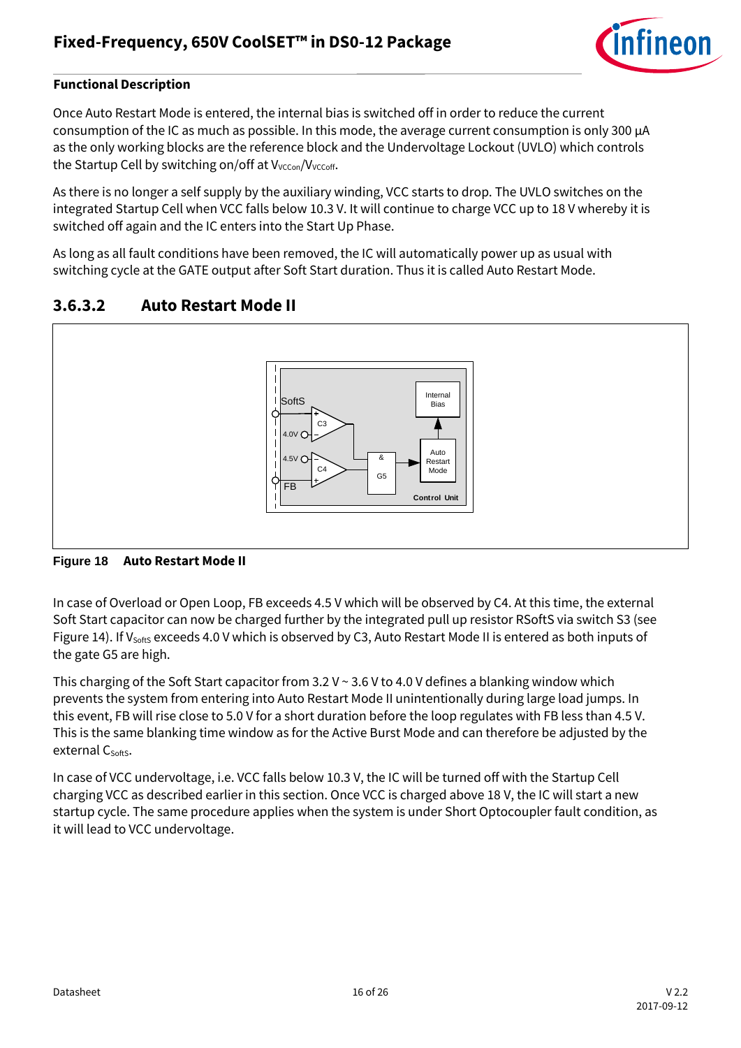Once Auto Restart Mode is entered, the internal bias is switched off in order to reduce the current consumption of the IC as much as possible. In this mode, the average current consumption is only 300 µA as the only working blocks are the reference block and the Undervoltage Lockout (UVLO) which controls the Startup Cell by switching on/off at $V_{VCCon}$/$V_{VCCoff}$.

As there is no longer a self supply by the auxiliary winding, VCC starts to drop. The UVLO switches on the integrated Startup Cell when VCC falls below 10.3 V. It will continue to charge VCC up to 18 V whereby it is switched off again and the IC enters into the Start Up Phase.

As long as all fault conditions have been removed, the IC will automatically power up as usual with switching cycle at the GATE output after Soft Start duration. Thus it is called Auto Restart Mode.

### 3.6.3.2 Auto Restart Mode II

**Figure 18 Auto Restart Mode II**

In case of Overload or Open Loop, FB exceeds 4.5 V which will be observed by C4. At this time, the external Soft Start capacitor can now be charged further by the integrated pull up resistor RSoftS via switch S3 (see Figure 14). If $V_{SoftS}$ exceeds 4.0 V which is observed by C3, Auto Restart Mode II is entered as both inputs of the gate G5 are high.

This charging of the Soft Start capacitor from 3.2 V ~ 3.6 V to 4.0 V defines a blanking window which prevents the system from entering into Auto Restart Mode II unintentionally during large load jumps. In this event, FB will rise close to 5.0 V for a short duration before the loop regulates with FB less than 4.5 V. This is the same blanking time window as for the Active Burst Mode and can therefore be adjusted by the external $C_{SoftS}$.

In case of VCC undervoltage, i.e. VCC falls below 10.3 V, the IC will be turned off with the Startup Cell charging VCC as described earlier in this section. Once VCC is charged above 18 V, the IC will start a new startup cycle. The same procedure applies when the system is under Short Optocoupler fault condition, as it will lead to VCC undervoltage.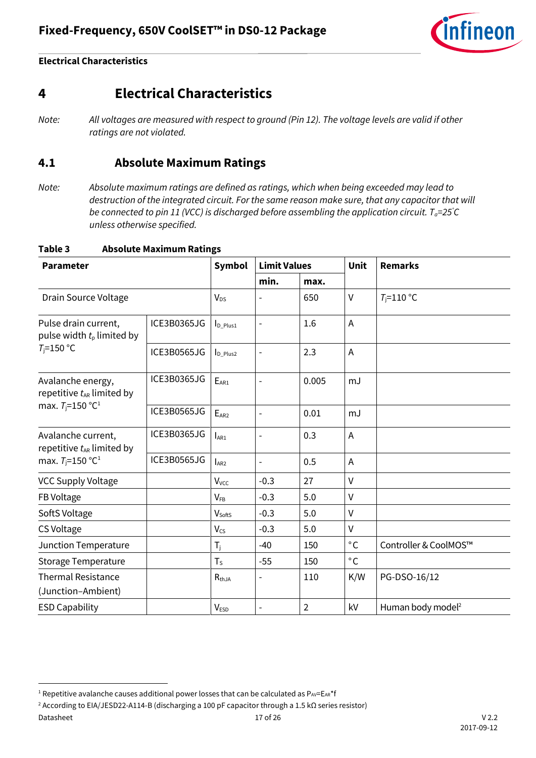# 4 Electrical Characteristics

*Note: All voltages are measured with respect to ground (Pin 12). The voltage levels are valid if other ratings are not violated.*

## 4.1 Absolute Maximum Ratings

*Note: Absolute maximum ratings are defined as ratings, which when being exceeded may lead to destruction of the integrated circuit. For the same reason make sure, that any capacitor that will be connected to pin 11 (VCC) is discharged before assembling the application circuit. $T_a$=25°C unless otherwise specified.*

**Table 3 Absolute Maximum Ratings**

| Parameter | | Symbol | Limit Values | | Unit | Remarks |
|---|---|---|---|---|---|---|
| | | | min. | max. | | |
| Drain Source Voltage | | $V_{DS}$ | - | 650 | V | $T_j$=110 °C |
| Pulse drain current, pulse width $t_p$ limited by $T_j$=150 °C | ICE3B0365JG | $I_{D\_Plus1}$ | - | 1.6 | A | |
| | ICE3B0565JG | $I_{D\_Plus2}$ | - | 2.3 | A | |
| Avalanche energy, repetitive $t_{AR}$ limited by max. $T_j$=150 °C[1] | ICE3B0365JG | $E_{AR1}$ | - | 0.005 | mJ | |
| | ICE3B0565JG | $E_{AR2}$ | - | 0.01 | mJ | |
| Avalanche current, repetitive $t_{AR}$ limited by max. $T_j$=150 °C[1] | ICE3B0365JG | $I_{AR1}$ | - | 0.3 | A | |
| | ICE3B0565JG | $I_{AR2}$ | - | 0.5 | A | |
| VCC Supply Voltage | | $V_{VCC}$ | -0.3 | 27 | V | |
| FB Voltage | | $V_{FB}$ | -0.3 | 5.0 | V | |
| SoftS Voltage | | $V_{SoftS}$ | -0.3 | 5.0 | V | |
| CS Voltage | | $V_{CS}$ | -0.3 | 5.0 | V | |
| Junction Temperature | | $T_j$ | -40 | 150 | °C | Controller & CoolMOS™ |
| Storage Temperature | | $T_S$ | -55 | 150 | °C | |
| Thermal Resistance (Junction–Ambient) | | $R_{thJA}$ | - | 110 | K/W | PG-DSO-16/12 |
| ESD Capability | | $V_{ESD}$ | - | 2 | kV | Human body model[2] |

[1] Repetitive avalanche causes additional power losses that can be calculated as $P_{AV}=E_{AR}*f$

[2] According to EIA/JESD22-A114-B (discharging a 100 pF capacitor through a 1.5 kΩ series resistor)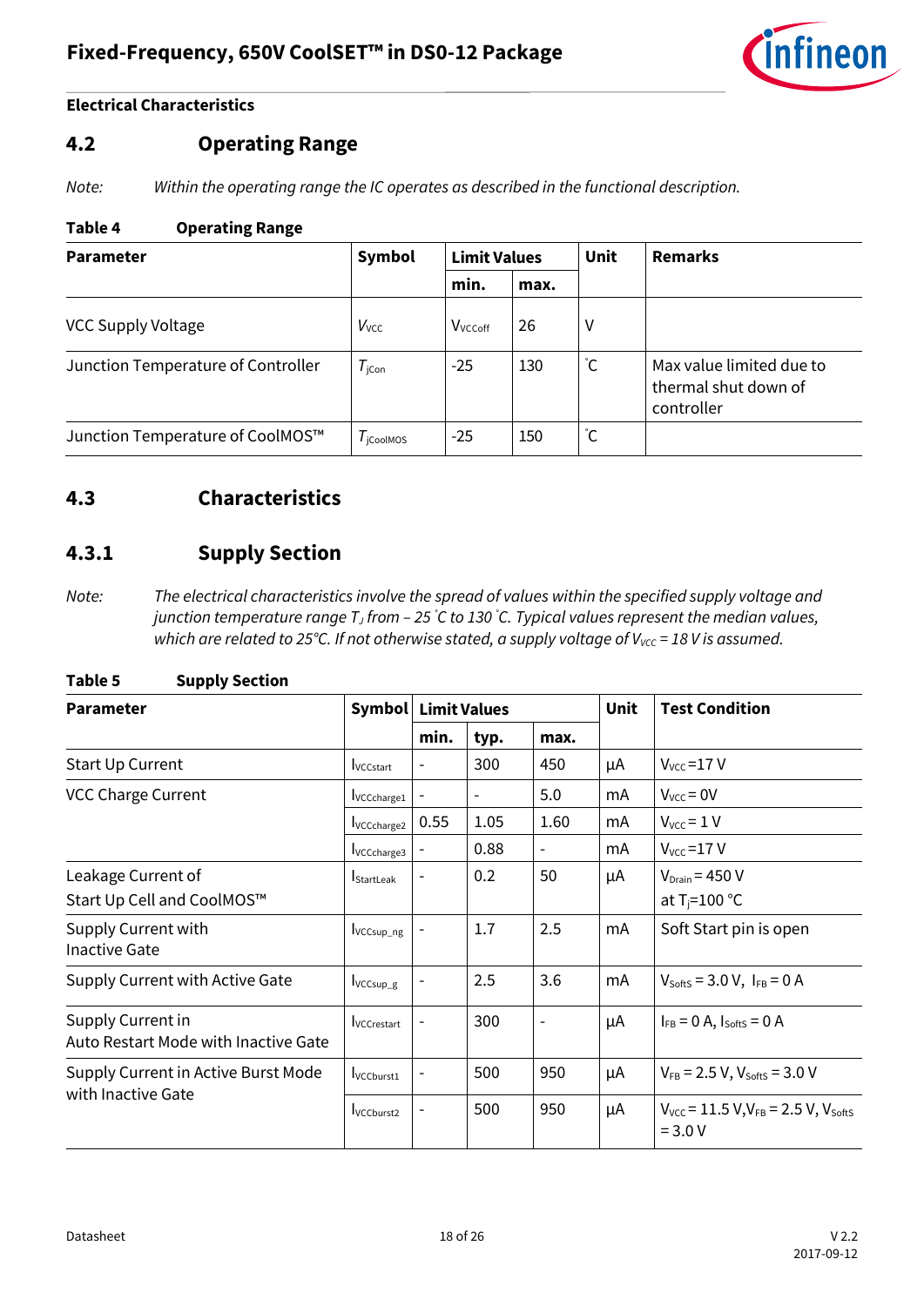## 4.2 Operating Range

*Note: Within the operating range the IC operates as described in the functional description.*

**Table 4 Operating Range**

| Parameter | Symbol | Limit Values | | Unit | Remarks |
|---|---|---|---|---|---|
| | | min. | max. | | |
| VCC Supply Voltage | $V_{VCC}$ | $V_{VCCoff}$ | 26 | V | |
| Junction Temperature of Controller | $T_{jCon}$ | -25 | 130 | °C | Max value limited due to thermal shut down of controller |
| Junction Temperature of CoolMOS™ | $T_{jCoolMOS}$ | -25 | 150 | °C | |

## 4.3 Characteristics

### 4.3.1 Supply Section

*Note: The electrical characteristics involve the spread of values within the specified supply voltage and junction temperature range $T_J$ from – 25 °C to 130 °C. Typical values represent the median values, which are related to 25°C. If not otherwise stated, a supply voltage of $V_{VCC}$ = 18 V is assumed.*

**Table 5 Supply Section**

| Parameter | Symbol | Limit Values | | | Unit | Test Condition |
|---|---|---|---|---|---|---|
| | | min. | typ. | max. | | |
| Start Up Current | $I_{VCCstart}$ | - | 300 | 450 | µA | $V_{VCC}$ =17 V |
| VCC Charge Current | $I_{VCCcharge1}$ | - | - | 5.0 | mA | $V_{VCC}$ = 0V |
| | $I_{VCCcharge2}$ | 0.55 | 1.05 | 1.60 | mA | $V_{VCC}$ = 1 V |
| | $I_{VCCcharge3}$ | - | 0.88 | - | mA | $V_{VCC}$ =17 V |
| Leakage Current of Start Up Cell and CoolMOS™ | $I_{StartLeak}$ | - | 0.2 | 50 | µA | $V_{Drain}$ = 450 V at $T_j$=100 °C |
| Supply Current with Inactive Gate | $I_{VCCsup\_ng}$ | - | 1.7 | 2.5 | mA | Soft Start pin is open |
| Supply Current with Active Gate | $I_{VCCsup\_g}$ | - | 2.5 | 3.6 | mA | $V_{SoftS}$ = 3.0 V, $I_{FB}$ = 0 A |
| Supply Current in Auto Restart Mode with Inactive Gate | $I_{VCCrestart}$ | - | 300 | - | µA | $I_{FB}$ = 0 A, $I_{SoftS}$ = 0 A |
| Supply Current in Active Burst Mode with Inactive Gate | $I_{VCCburst1}$ | - | 500 | 950 | µA | $V_{FB}$ = 2.5 V, $V_{SoftS}$ = 3.0 V |
| | $I_{VCCburst2}$ | - | 500 | 950 | µA | $V_{VCC}$ = 11.5 V, $V_{FB}$ = 2.5 V, $V_{SoftS}$ = 3.0 V |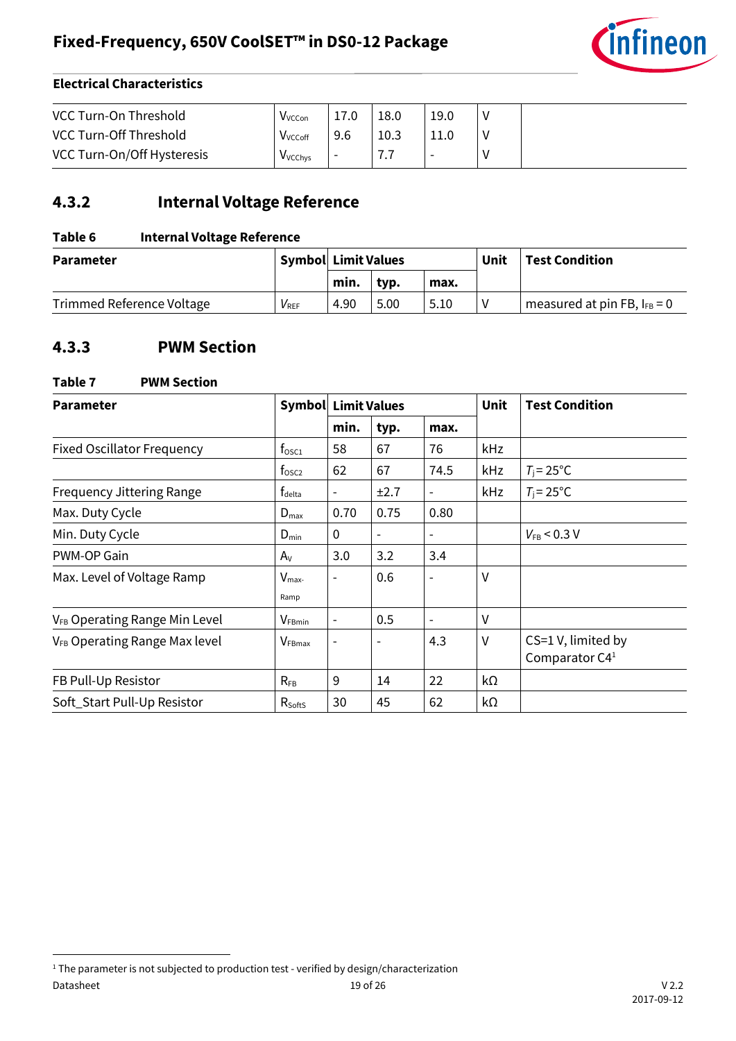**Electrical Characteristics**

| | | | | | | |
|---|---|---|---|---|---|---|
| VCC Turn-On Threshold | $V_{VCCon}$ | 17.0 | 18.0 | 19.0 | V | |
| VCC Turn-Off Threshold | $V_{VCCoff}$ | 9.6 | 10.3 | 11.0 | V | |
| VCC Turn-On/Off Hysteresis | $V_{VCChys}$ | - | 7.7 | - | V | |

### 4.3.2 Internal Voltage Reference

**Table 6 Internal Voltage Reference**

| Parameter | Symbol | Limit Values | | | Unit | Test Condition |
|---|---|---|---|---|---|---|
| | | min. | typ. | max. | | |
| Trimmed Reference Voltage | $V_{REF}$ | 4.90 | 5.00 | 5.10 | V | measured at pin FB, $I_{FB}$ = 0 |

### 4.3.3 PWM Section

**Table 7 PWM Section**

| Parameter | Symbol | Limit Values | | | Unit | Test Condition |
|---|---|---|---|---|---|---|
| | | min. | typ. | max. | | |
| Fixed Oscillator Frequency | $f_{OSC1}$ | 58 | 67 | 76 | kHz | |
| | $f_{OSC2}$ | 62 | 67 | 74.5 | kHz | $T_j$ = 25°C |
| Frequency Jittering Range | $f_{delta}$ | - | ±2.7 | - | kHz | $T_j$ = 25°C |
| Max. Duty Cycle | $D_{max}$ | 0.70 | 0.75 | 0.80 | | |
| Min. Duty Cycle | $D_{min}$ | 0 | - | - | | $V_{FB}$ < 0.3 V |
| PWM-OP Gain | $A_V$ | 3.0 | 3.2 | 3.4 | | |
| Max. Level of Voltage Ramp | $V_{max\text{-}Ramp}$ | - | 0.6 | - | V | |
| $V_{FB}$ Operating Range Min Level | $V_{FBmin}$ | - | 0.5 | - | V | |
| $V_{FB}$ Operating Range Max level | $V_{FBmax}$ | - | - | 4.3 | V | CS=1 V, limited by Comparator C4[1] |
| FB Pull-Up Resistor | $R_{FB}$ | 9 | 14 | 22 | kΩ | |
| Soft_Start Pull-Up Resistor | $R_{SoftS}$ | 30 | 45 | 62 | kΩ | |

[1] The parameter is not subjected to production test - verified by design/characterization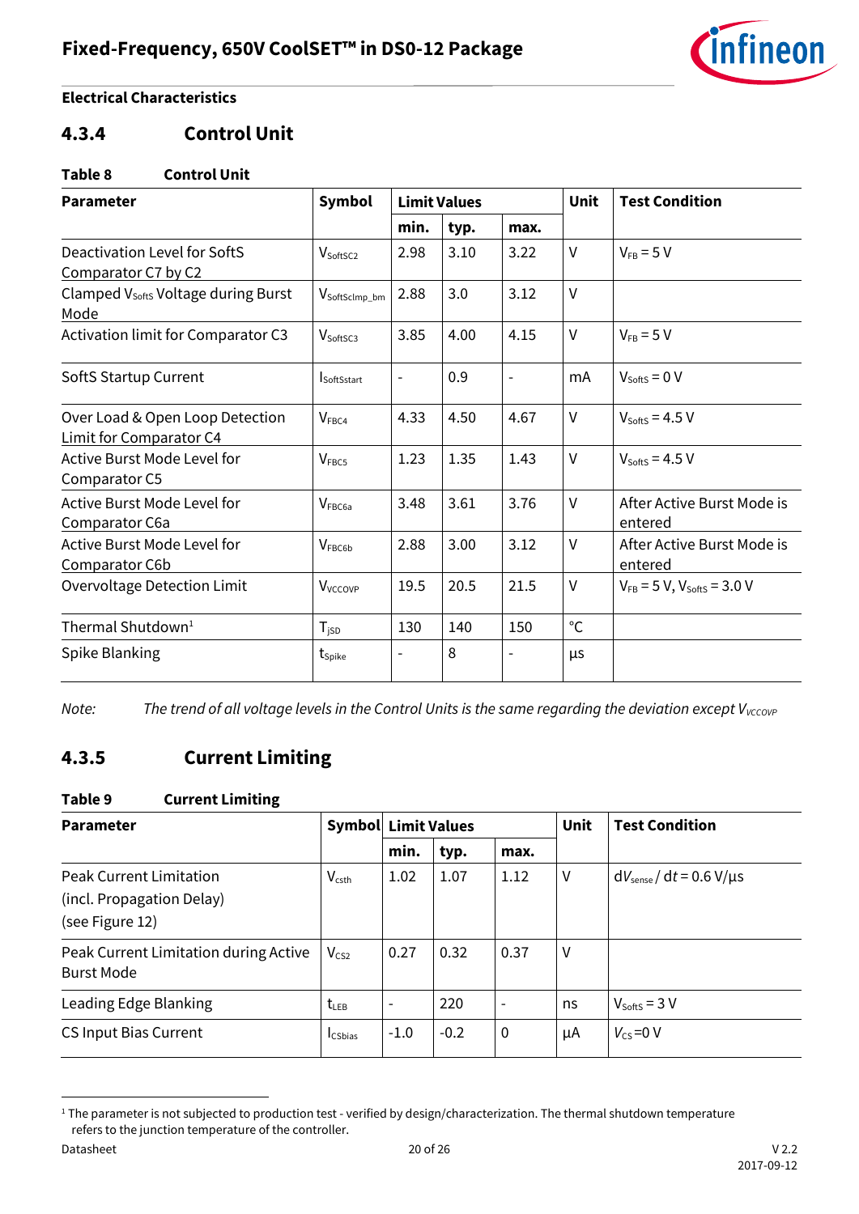Electrical Characteristics

### 4.3.4 Control Unit

**Table 8 Control Unit**

| Parameter | Symbol | Limit Values | | | Unit | Test Condition |
|---|---|---|---|---|---|---|
| | | min. | typ. | max. | | |
| Deactivation Level for SoftS Comparator C7 by C2 | $V_{SoftSC2}$ | 2.98 | 3.10 | 3.22 | V | $V_{FB}$ = 5 V |
| Clamped $V_{Softs}$ Voltage during Burst Mode | $V_{SoftSclmp\_bm}$ | 2.88 | 3.0 | 3.12 | V | |
| Activation limit for Comparator C3 | $V_{SoftSC3}$ | 3.85 | 4.00 | 4.15 | V | $V_{FB}$ = 5 V |
| SoftS Startup Current | $I_{SoftSstart}$ | - | 0.9 | - | mA | $V_{SoftS}$ = 0 V |
| Over Load & Open Loop Detection Limit for Comparator C4 | $V_{FBC4}$ | 4.33 | 4.50 | 4.67 | V | $V_{SoftS}$ = 4.5 V |
| Active Burst Mode Level for Comparator C5 | $V_{FBC5}$ | 1.23 | 1.35 | 1.43 | V | $V_{SoftS}$ = 4.5 V |
| Active Burst Mode Level for Comparator C6a | $V_{FBC6a}$ | 3.48 | 3.61 | 3.76 | V | After Active Burst Mode is entered |
| Active Burst Mode Level for Comparator C6b | $V_{FBC6b}$ | 2.88 | 3.00 | 3.12 | V | After Active Burst Mode is entered |
| Overvoltage Detection Limit | $V_{VCCOVP}$ | 19.5 | 20.5 | 21.5 | V | $V_{FB}$ = 5 V, $V_{SoftS}$ = 3.0 V |
| Thermal Shutdown[1] | $T_{jSD}$ | 130 | 140 | 150 | °C | |
| Spike Blanking | $t_{Spike}$ | - | 8 | - | µs | |

*Note: The trend of all voltage levels in the Control Units is the same regarding the deviation except $V_{VCCOVP}$*

### 4.3.5 Current Limiting

**Table 9 Current Limiting**

| Parameter | Symbol | Limit Values | | | Unit | Test Condition |
|---|---|---|---|---|---|---|
| | | min. | typ. | max. | | |
| Peak Current Limitation (incl. Propagation Delay) (see Figure 12) | $V_{csth}$ | 1.02 | 1.07 | 1.12 | V | $dV_{sense} / dt$ = 0.6 V/µs |
| Peak Current Limitation during Active Burst Mode | $V_{CS2}$ | 0.27 | 0.32 | 0.37 | V | |
| Leading Edge Blanking | $t_{LEB}$ | - | 220 | - | ns | $V_{SoftS}$ = 3 V |
| CS Input Bias Current | $I_{CSbias}$ | -1.0 | -0.2 | 0 | µA | $V_{CS}$ =0 V |

[1] The parameter is not subjected to production test - verified by design/characterization. The thermal shutdown temperature refers to the junction temperature of the controller.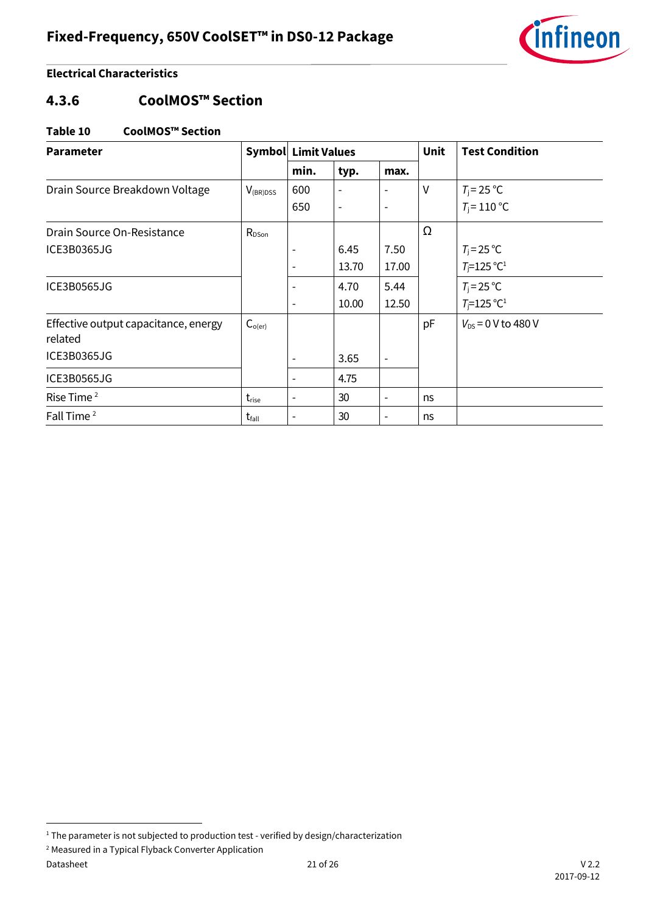**Electrical Characteristics**

### 4.3.6 CoolMOS™ Section

**Table 10 CoolMOS™ Section**

| Parameter | Symbol | Limit Values | | | Unit | Test Condition |
|---|---|---|---|---|---|---|
| | | min. | typ. | max. | | |
| Drain Source Breakdown Voltage | $V_{(BR)DSS}$ | 600 | - | - | V | $T_j = 25\,°C$ |
| | | 650 | - | - | | $T_j = 110\,°C$ |
| Drain Source On-Resistance | $R_{DSon}$ | | | | Ω | |
| ICE3B0365JG | | - | 6.45 | 7.50 | | $T_j = 25\,°C$ |
| | | - | 13.70 | 17.00 | | $T_j = 125\,°C$ [1] |
| ICE3B0565JG | | - | 4.70 | 5.44 | | $T_j = 25\,°C$ |
| | | - | 10.00 | 12.50 | | $T_j = 125\,°C$ [1] |
| Effective output capacitance, energy related | $C_{o(er)}$ | | | | pF | $V_{DS} = 0\,V$ to $480\,V$ |
| ICE3B0365JG | | - | 3.65 | - | | |
| ICE3B0565JG | | - | 4.75 | | | |
| Rise Time [2] | $t_{rise}$ | - | 30 | - | ns | |
| Fall Time [2] | $t_{fall}$ | - | 30 | - | ns | |

[1] The parameter is not subjected to production test - verified by design/characterization

[2] Measured in a Typical Flyback Converter Application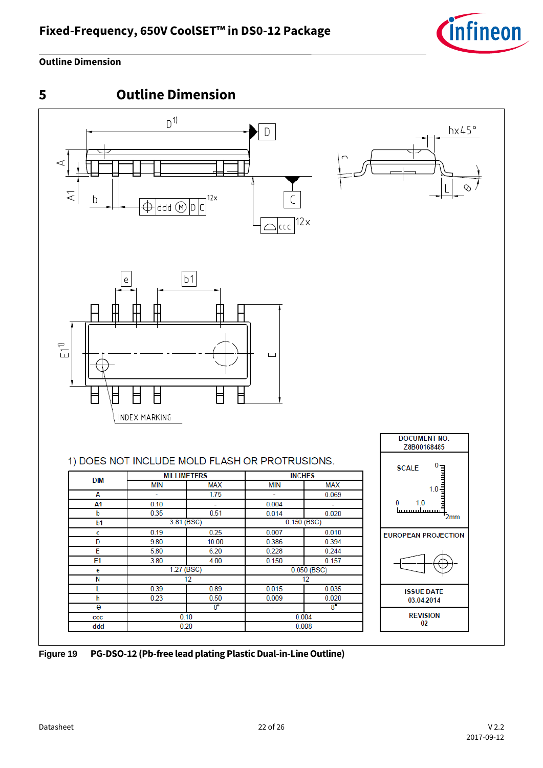# 5 Outline Dimension

1) DOES NOT INCLUDE MOLD FLASH OR PROTRUSIONS.

| DIM | MILLIMETERS | | INCHES | |
|---|---|---|---|---|
| | MIN | MAX | MIN | MAX |
| A | - | 1.75 | - | 0.069 |
| A1 | 0.10 | - | 0.004 | - |
| b | 0.35 | 0.51 | 0.014 | 0.020 |
| b1 | 3.81 (BSC) | | 0.150 (BSC) | |
| c | 0.19 | 0.25 | 0.007 | 0.010 |
| D | 9.80 | 10.00 | 0.386 | 0.394 |
| E | 5.80 | 6.20 | 0.228 | 0.244 |
| E1 | 3.80 | 4.00 | 0.150 | 0.157 |
| e | 1.27 (BSC) | | 0.050 (BSC) | |
| N | 12 | | 12 | |
| L | 0.39 | 0.89 | 0.015 | 0.035 |
| h | 0.23 | 0.50 | 0.009 | 0.020 |
| Θ | - | 8° | - | 8° |
| ccc | 0.10 | | 0.004 | |
| ddd | 0.20 | | 0.008 | |

| DOCUMENT NO. Z8B00168485 |
|---|
| SCALE |
| EUROPEAN PROJECTION |
| ISSUE DATE 03.04.2014 |
| REVISION 02 |

**Figure 19 PG-DSO-12 (Pb-free lead plating Plastic Dual-in-Line Outline)**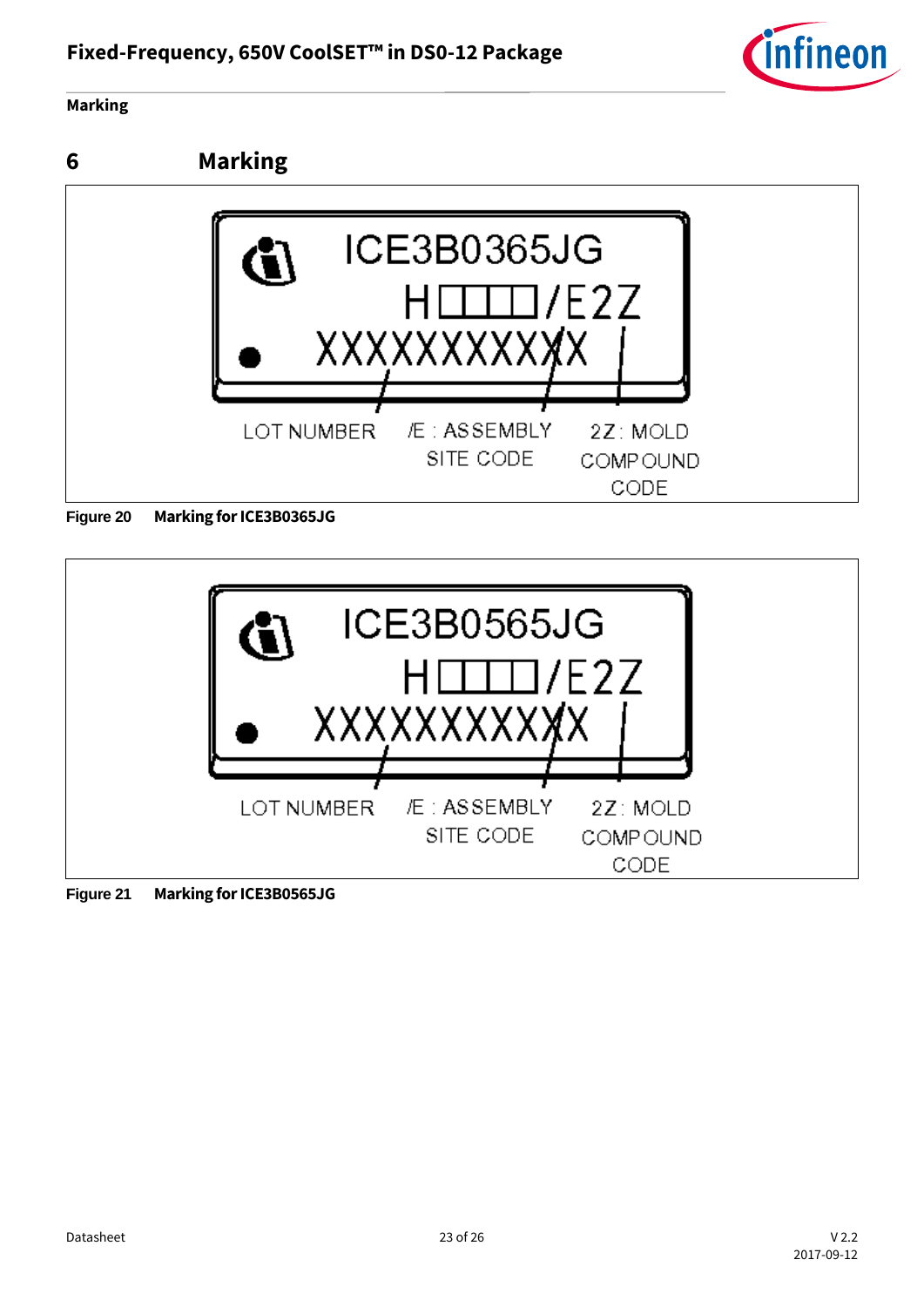# 6 Marking

ICE3B0365JG

H□□□□/E2Z

XXXXXXXXXXX

LOT NUMBER

/E : ASSEMBLY SITE CODE

2Z: MOLD COMPOUND CODE

**Figure 20 Marking for ICE3B0365JG**

ICE3B0565JG

H□□□□/E2Z

XXXXXXXXXXX

LOT NUMBER

/E : ASSEMBLY SITE CODE

2Z: MOLD COMPOUND CODE

**Figure 21 Marking for ICE3B0565JG**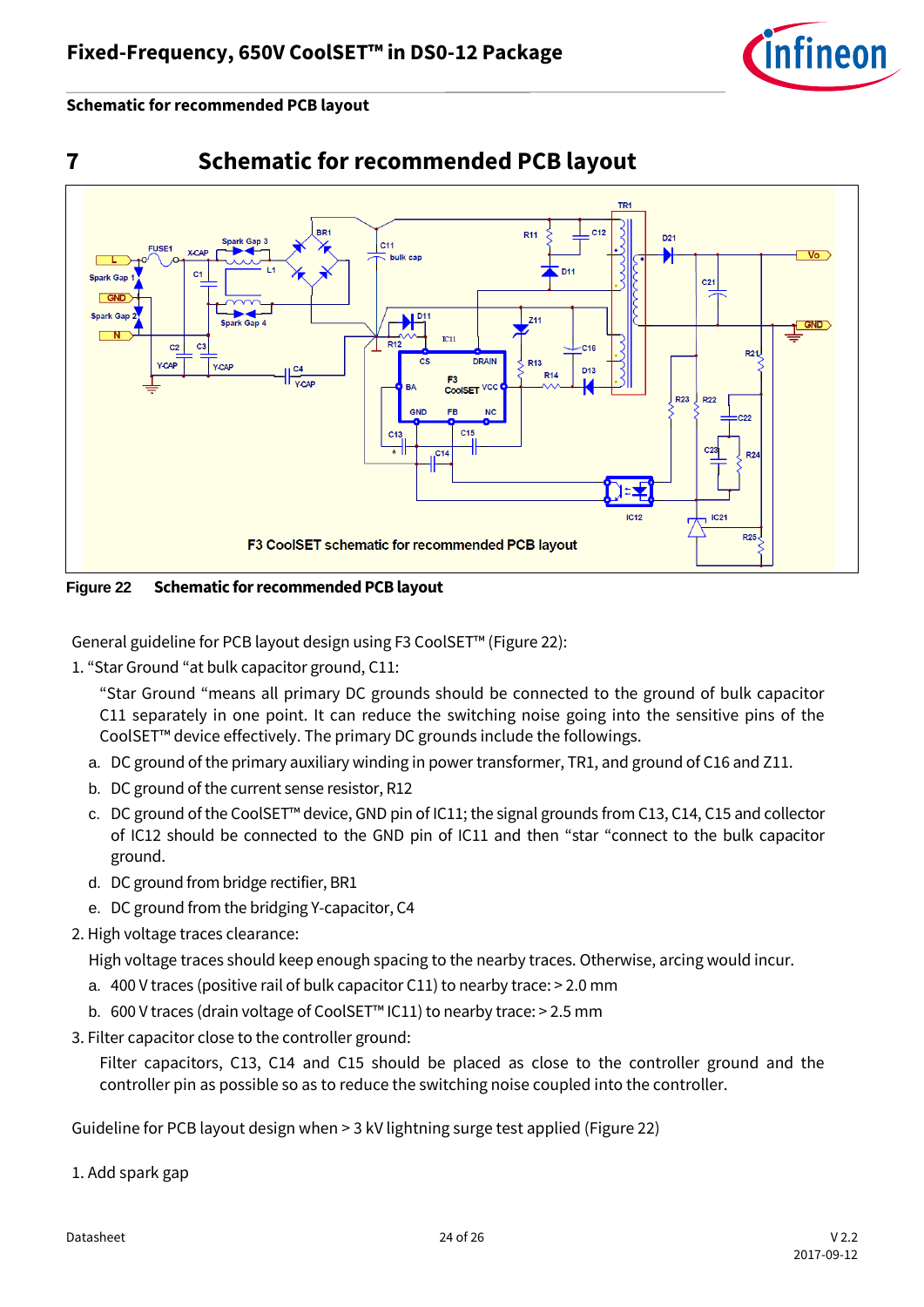# 7 Schematic for recommended PCB layout

Figure 22 Schematic for recommended PCB layout

General guideline for PCB layout design using F3 CoolSET™ (Figure 22):

1. "Star Ground "at bulk capacitor ground, C11:

   "Star Ground "means all primary DC grounds should be connected to the ground of bulk capacitor C11 separately in one point. It can reduce the switching noise going into the sensitive pins of the CoolSET™ device effectively. The primary DC grounds include the followings.

   a. DC ground of the primary auxiliary winding in power transformer, TR1, and ground of C16 and Z11.

   b. DC ground of the current sense resistor, R12

   c. DC ground of the CoolSET™ device, GND pin of IC11; the signal grounds from C13, C14, C15 and collector of IC12 should be connected to the GND pin of IC11 and then "star "connect to the bulk capacitor ground.

   d. DC ground from bridge rectifier, BR1

   e. DC ground from the bridging Y-capacitor, C4

2. High voltage traces clearance:

   High voltage traces should keep enough spacing to the nearby traces. Otherwise, arcing would incur.

   a. 400 V traces (positive rail of bulk capacitor C11) to nearby trace: > 2.0 mm

   b. 600 V traces (drain voltage of CoolSET™ IC11) to nearby trace: > 2.5 mm

3. Filter capacitor close to the controller ground:

   Filter capacitors, C13, C14 and C15 should be placed as close to the controller ground and the controller pin as possible so as to reduce the switching noise coupled into the controller.

Guideline for PCB layout design when > 3 kV lightning surge test applied (Figure 22)

1. Add spark gap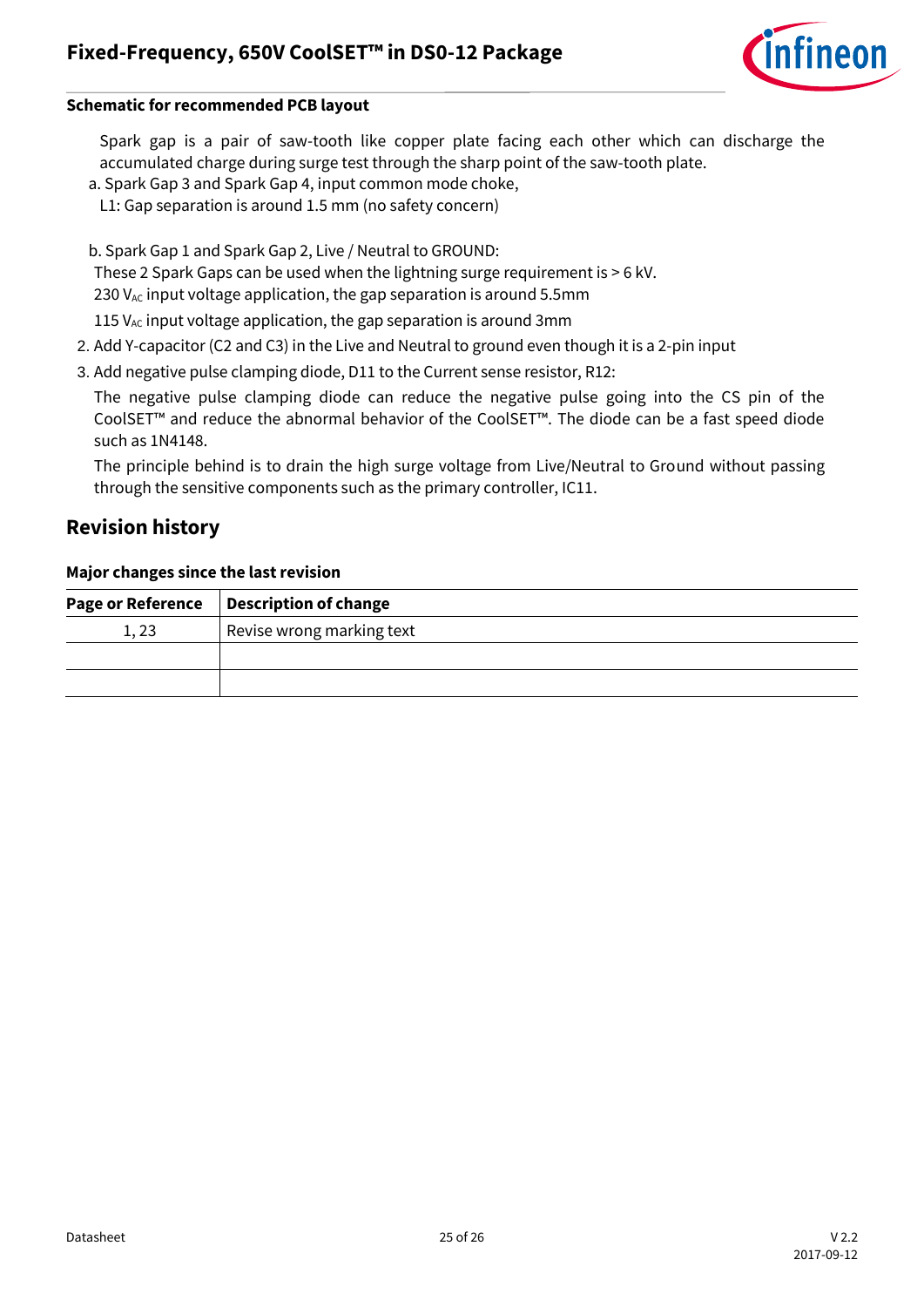**Schematic for recommended PCB layout**

Spark gap is a pair of saw-tooth like copper plate facing each other which can discharge the accumulated charge during surge test through the sharp point of the saw-tooth plate.

a. Spark Gap 3 and Spark Gap 4, input common mode choke,
L1: Gap separation is around 1.5 mm (no safety concern)

b. Spark Gap 1 and Spark Gap 2, Live / Neutral to GROUND:
These 2 Spark Gaps can be used when the lightning surge requirement is > 6 kV.
230 $V_{AC}$ input voltage application, the gap separation is around 5.5mm
115 $V_{AC}$ input voltage application, the gap separation is around 3mm

2. Add Y-capacitor (C2 and C3) in the Live and Neutral to ground even though it is a 2-pin input
3. Add negative pulse clamping diode, D11 to the Current sense resistor, R12:

   The negative pulse clamping diode can reduce the negative pulse going into the CS pin of the CoolSET™ and reduce the abnormal behavior of the CoolSET™. The diode can be a fast speed diode such as 1N4148.

   The principle behind is to drain the high surge voltage from Live/Neutral to Ground without passing through the sensitive components such as the primary controller, IC11.

## Revision history

**Major changes since the last revision**

| Page or Reference | Description of change |
|---|---|
| 1, 23 | Revise wrong marking text |
| | |
| | |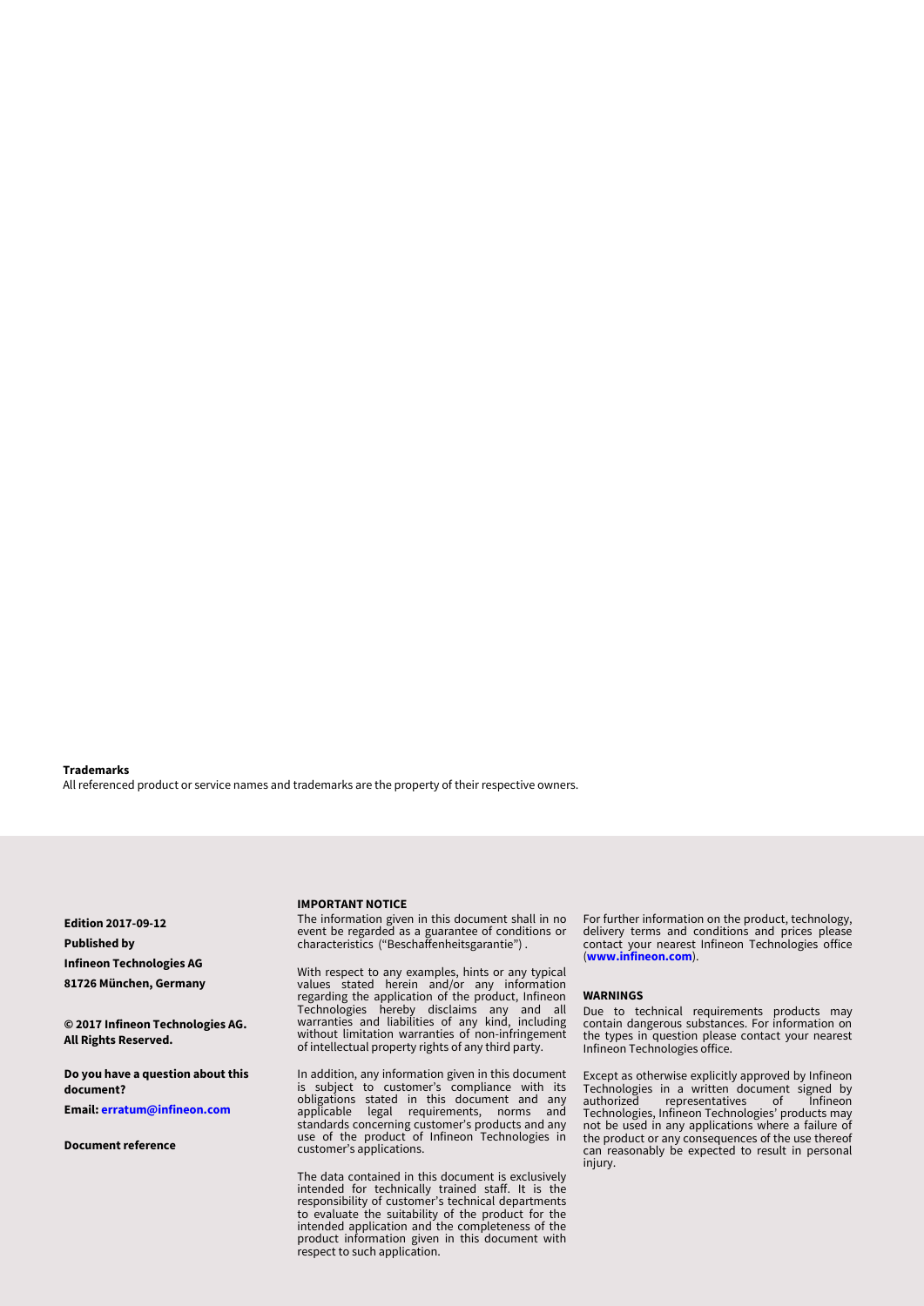**Trademarks**

All referenced product or service names and trademarks are the property of their respective owners.

**Edition 2017-09-12**

**Published by**

**Infineon Technologies AG**

**81726 München, Germany**

**© 2017 Infineon Technologies AG. All Rights Reserved.**

**Do you have a question about this document?**

**Email: erratum@infineon.com**

**Document reference**

**IMPORTANT NOTICE**

The information given in this document shall in no event be regarded as a guarantee of conditions or characteristics ("Beschaffenheitsgarantie") .

With respect to any examples, hints or any typical values stated herein and/or any information regarding the application of the product, Infineon Technologies hereby disclaims any and all warranties and liabilities of any kind, including without limitation warranties of non-infringement of intellectual property rights of any third party.

In addition, any information given in this document is subject to customer's compliance with its obligations stated in this document and any applicable legal requirements, norms and standards concerning customer's products and any use of the product of Infineon Technologies in customer's applications.

The data contained in this document is exclusively intended for technically trained staff. It is the responsibility of customer's technical departments to evaluate the suitability of the product for the intended application and the completeness of the product information given in this document with respect to such application.

For further information on the product, technology, delivery terms and conditions and prices please contact your nearest Infineon Technologies office (**www.infineon.com**).

**WARNINGS**

Due to technical requirements products may contain dangerous substances. For information on the types in question please contact your nearest Infineon Technologies office.

Except as otherwise explicitly approved by Infineon Technologies in a written document signed by authorized representatives of Infineon Technologies, Infineon Technologies' products may not be used in any applications where a failure of the product or any consequences of the use thereof can reasonably be expected to result in personal injury.